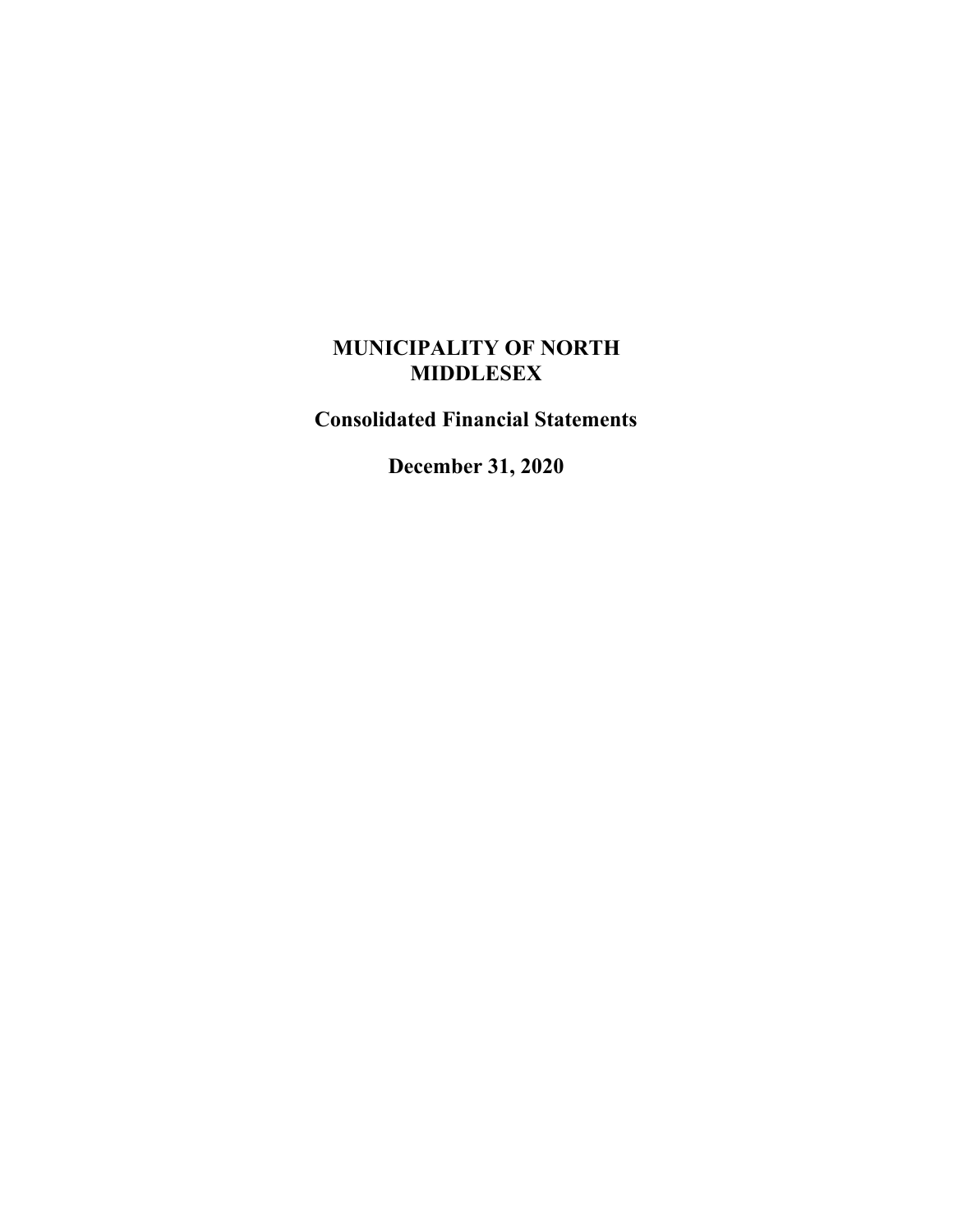# MUNICIPALITY OF NORTH MIDDLESEX

## Consolidated Financial Statements

## December 31, 2020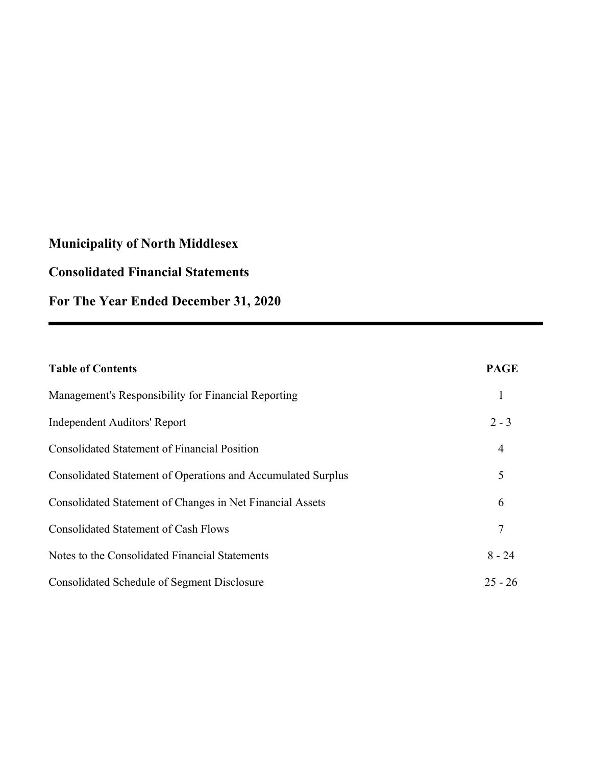# Municipality of North Middlesex

## Consolidated Financial Statements

## For The Year Ended December 31, 2020

| **Table of Contents** | **PAGE** |
| --- | --- |
| Management's Responsibility for Financial Reporting | 1 |
| Independent Auditors' Report | 2 - 3 |
| Consolidated Statement of Financial Position | 4 |
| Consolidated Statement of Operations and Accumulated Surplus | 5 |
| Consolidated Statement of Changes in Net Financial Assets | 6 |
| Consolidated Statement of Cash Flows | 7 |
| Notes to the Consolidated Financial Statements | 8 - 24 |
| Consolidated Schedule of Segment Disclosure | 25 - 26 |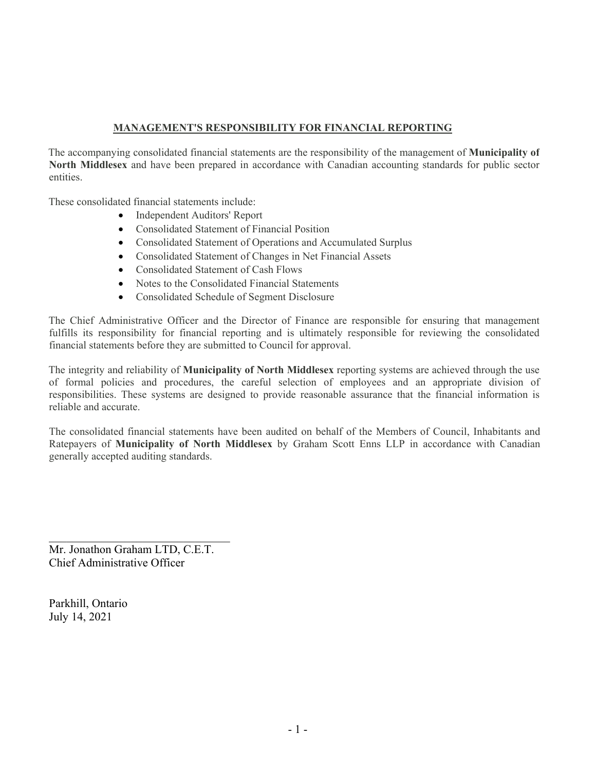## MANAGEMENT'S RESPONSIBILITY FOR FINANCIAL REPORTING

The accompanying consolidated financial statements are the responsibility of the management of **Municipality of North Middlesex** and have been prepared in accordance with Canadian accounting standards for public sector entities.

These consolidated financial statements include:

- Independent Auditors' Report
- Consolidated Statement of Financial Position
- Consolidated Statement of Operations and Accumulated Surplus
- Consolidated Statement of Changes in Net Financial Assets
- Consolidated Statement of Cash Flows
- Notes to the Consolidated Financial Statements
- Consolidated Schedule of Segment Disclosure

The Chief Administrative Officer and the Director of Finance are responsible for ensuring that management fulfills its responsibility for financial reporting and is ultimately responsible for reviewing the consolidated financial statements before they are submitted to Council for approval.

The integrity and reliability of **Municipality of North Middlesex** reporting systems are achieved through the use of formal policies and procedures, the careful selection of employees and an appropriate division of responsibilities. These systems are designed to provide reasonable assurance that the financial information is reliable and accurate.

The consolidated financial statements have been audited on behalf of the Members of Council, Inhabitants and Ratepayers of **Municipality of North Middlesex** by Graham Scott Enns LLP in accordance with Canadian generally accepted auditing standards.

Mr. Jonathon Graham LTD, C.E.T.
Chief Administrative Officer

Parkhill, Ontario
July 14, 2021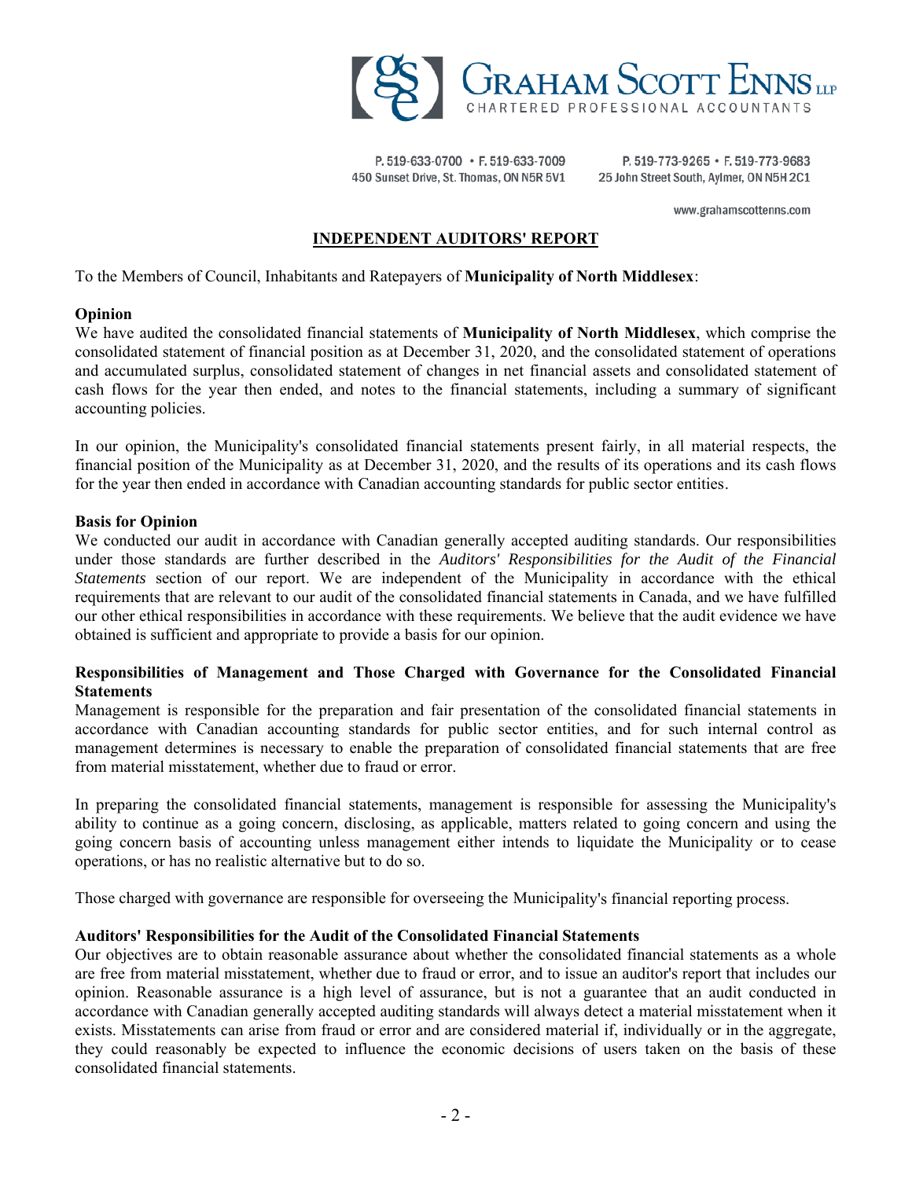GRAHAM SCOTT ENNS LLP
CHARTERED PROFESSIONAL ACCOUNTANTS

P. 519-633-0700 • F. 519-633-7009
450 Sunset Drive, St. Thomas, ON N5R 5V1

P. 519-773-9265 • F. 519-773-9683
25 John Street South, Aylmer, ON N5H 2C1

www.grahamscottenns.com

## INDEPENDENT AUDITORS' REPORT

To the Members of Council, Inhabitants and Ratepayers of **Municipality of North Middlesex**:

### Opinion

We have audited the consolidated financial statements of **Municipality of North Middlesex**, which comprise the consolidated statement of financial position as at December 31, 2020, and the consolidated statement of operations and accumulated surplus, consolidated statement of changes in net financial assets and consolidated statement of cash flows for the year then ended, and notes to the financial statements, including a summary of significant accounting policies.

In our opinion, the Municipality's consolidated financial statements present fairly, in all material respects, the financial position of the Municipality as at December 31, 2020, and the results of its operations and its cash flows for the year then ended in accordance with Canadian accounting standards for public sector entities.

### Basis for Opinion

We conducted our audit in accordance with Canadian generally accepted auditing standards. Our responsibilities under those standards are further described in the *Auditors' Responsibilities for the Audit of the Financial Statements* section of our report. We are independent of the Municipality in accordance with the ethical requirements that are relevant to our audit of the consolidated financial statements in Canada, and we have fulfilled our other ethical responsibilities in accordance with these requirements. We believe that the audit evidence we have obtained is sufficient and appropriate to provide a basis for our opinion.

### Responsibilities of Management and Those Charged with Governance for the Consolidated Financial Statements

Management is responsible for the preparation and fair presentation of the consolidated financial statements in accordance with Canadian accounting standards for public sector entities, and for such internal control as management determines is necessary to enable the preparation of consolidated financial statements that are free from material misstatement, whether due to fraud or error.

In preparing the consolidated financial statements, management is responsible for assessing the Municipality's ability to continue as a going concern, disclosing, as applicable, matters related to going concern and using the going concern basis of accounting unless management either intends to liquidate the Municipality or to cease operations, or has no realistic alternative but to do so.

Those charged with governance are responsible for overseeing the Municipality's financial reporting process.

### Auditors' Responsibilities for the Audit of the Consolidated Financial Statements

Our objectives are to obtain reasonable assurance about whether the consolidated financial statements as a whole are free from material misstatement, whether due to fraud or error, and to issue an auditor's report that includes our opinion. Reasonable assurance is a high level of assurance, but is not a guarantee that an audit conducted in accordance with Canadian generally accepted auditing standards will always detect a material misstatement when it exists. Misstatements can arise from fraud or error and are considered material if, individually or in the aggregate, they could reasonably be expected to influence the economic decisions of users taken on the basis of these consolidated financial statements.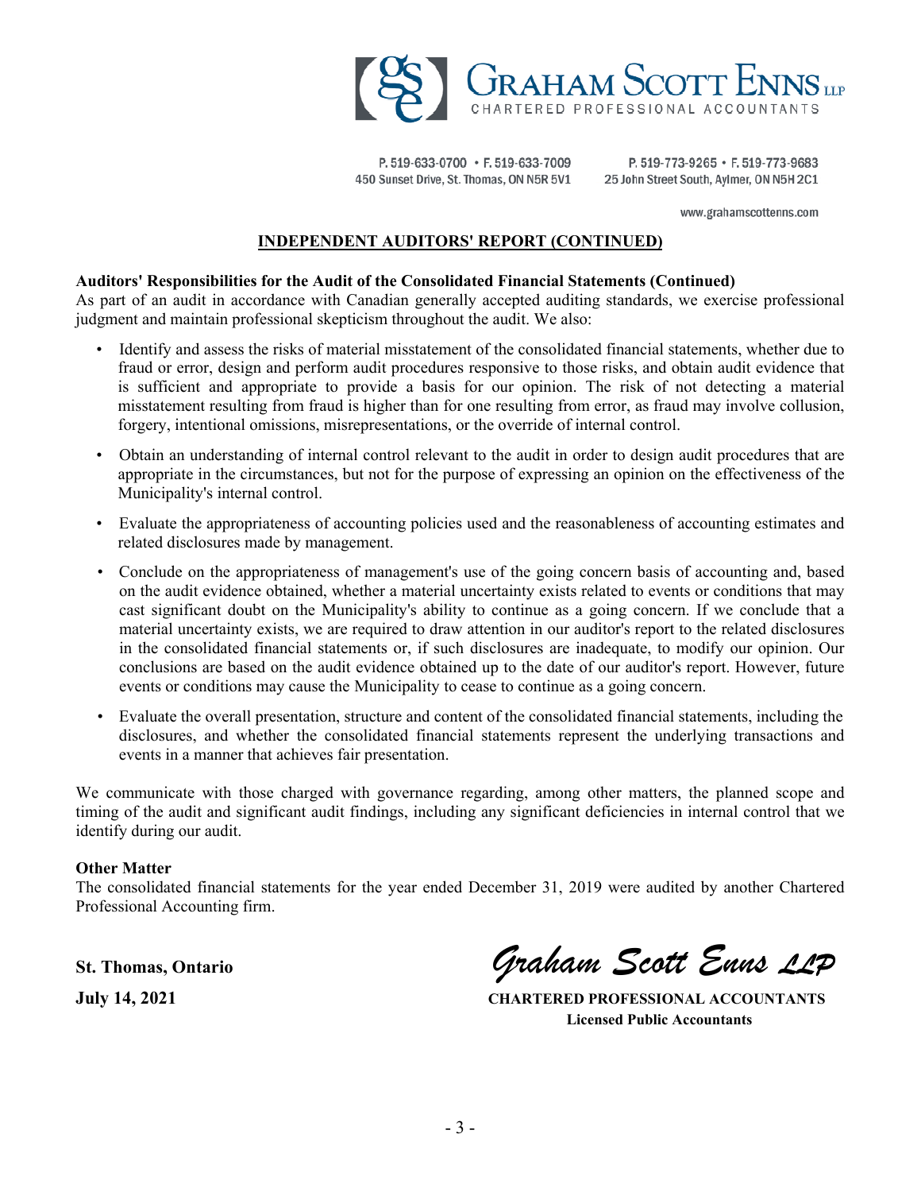GRAHAM SCOTT ENNS LLP
CHARTERED PROFESSIONAL ACCOUNTANTS

P. 519-633-0700 • F. 519-633-7009
450 Sunset Drive, St. Thomas, ON N5R 5V1

P. 519-773-9265 • F. 519-773-9683
25 John Street South, Aylmer, ON N5H 2C1

www.grahamscottenns.com

## INDEPENDENT AUDITORS' REPORT (CONTINUED)

**Auditors' Responsibilities for the Audit of the Consolidated Financial Statements (Continued)**

As part of an audit in accordance with Canadian generally accepted auditing standards, we exercise professional judgment and maintain professional skepticism throughout the audit. We also:

- Identify and assess the risks of material misstatement of the consolidated financial statements, whether due to fraud or error, design and perform audit procedures responsive to those risks, and obtain audit evidence that is sufficient and appropriate to provide a basis for our opinion. The risk of not detecting a material misstatement resulting from fraud is higher than for one resulting from error, as fraud may involve collusion, forgery, intentional omissions, misrepresentations, or the override of internal control.
- Obtain an understanding of internal control relevant to the audit in order to design audit procedures that are appropriate in the circumstances, but not for the purpose of expressing an opinion on the effectiveness of the Municipality's internal control.
- Evaluate the appropriateness of accounting policies used and the reasonableness of accounting estimates and related disclosures made by management.
- Conclude on the appropriateness of management's use of the going concern basis of accounting and, based on the audit evidence obtained, whether a material uncertainty exists related to events or conditions that may cast significant doubt on the Municipality's ability to continue as a going concern. If we conclude that a material uncertainty exists, we are required to draw attention in our auditor's report to the related disclosures in the consolidated financial statements or, if such disclosures are inadequate, to modify our opinion. Our conclusions are based on the audit evidence obtained up to the date of our auditor's report. However, future events or conditions may cause the Municipality to cease to continue as a going concern.
- Evaluate the overall presentation, structure and content of the consolidated financial statements, including the disclosures, and whether the consolidated financial statements represent the underlying transactions and events in a manner that achieves fair presentation.

We communicate with those charged with governance regarding, among other matters, the planned scope and timing of the audit and significant audit findings, including any significant deficiencies in internal control that we identify during our audit.

**Other Matter**

The consolidated financial statements for the year ended December 31, 2019 were audited by another Chartered Professional Accounting firm.

**St. Thomas, Ontario**

**July 14, 2021**

*Graham Scott Enns LLP*

**CHARTERED PROFESSIONAL ACCOUNTANTS**
**Licensed Public Accountants**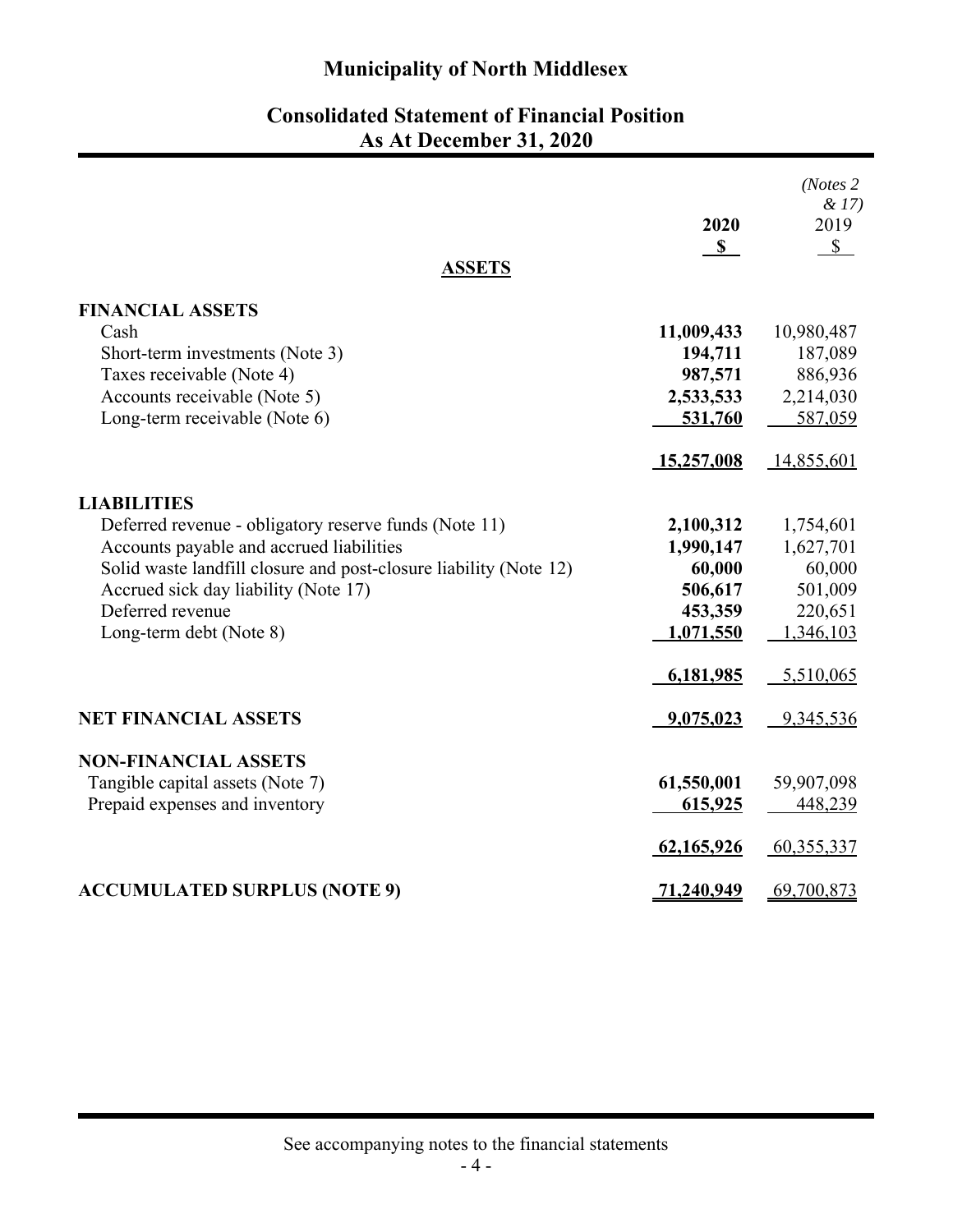# Municipality of North Middlesex

## Consolidated Statement of Financial Position
## As At December 31, 2020

| | 2020<br>$ | *(Notes 2 & 17)*<br>2019<br>$ |
|---|---|---|
| **ASSETS** | | |
| **FINANCIAL ASSETS** | | |
| Cash | **11,009,433** | 10,980,487 |
| Short-term investments (Note 3) | **194,711** | 187,089 |
| Taxes receivable (Note 4) | **987,571** | 886,936 |
| Accounts receivable (Note 5) | **2,533,533** | 2,214,030 |
| Long-term receivable (Note 6) | **531,760** | 587,059 |
| | **15,257,008** | 14,855,601 |
| **LIABILITIES** | | |
| Deferred revenue - obligatory reserve funds (Note 11) | **2,100,312** | 1,754,601 |
| Accounts payable and accrued liabilities | **1,990,147** | 1,627,701 |
| Solid waste landfill closure and post-closure liability (Note 12) | **60,000** | 60,000 |
| Accrued sick day liability (Note 17) | **506,617** | 501,009 |
| Deferred revenue | **453,359** | 220,651 |
| Long-term debt (Note 8) | **1,071,550** | 1,346,103 |
| | **6,181,985** | 5,510,065 |
| **NET FINANCIAL ASSETS** | **9,075,023** | 9,345,536 |
| **NON-FINANCIAL ASSETS** | | |
| Tangible capital assets (Note 7) | **61,550,001** | 59,907,098 |
| Prepaid expenses and inventory | **615,925** | 448,239 |
| | **62,165,926** | 60,355,337 |
| **ACCUMULATED SURPLUS (NOTE 9)** | **71,240,949** | 69,700,873 |

See accompanying notes to the financial statements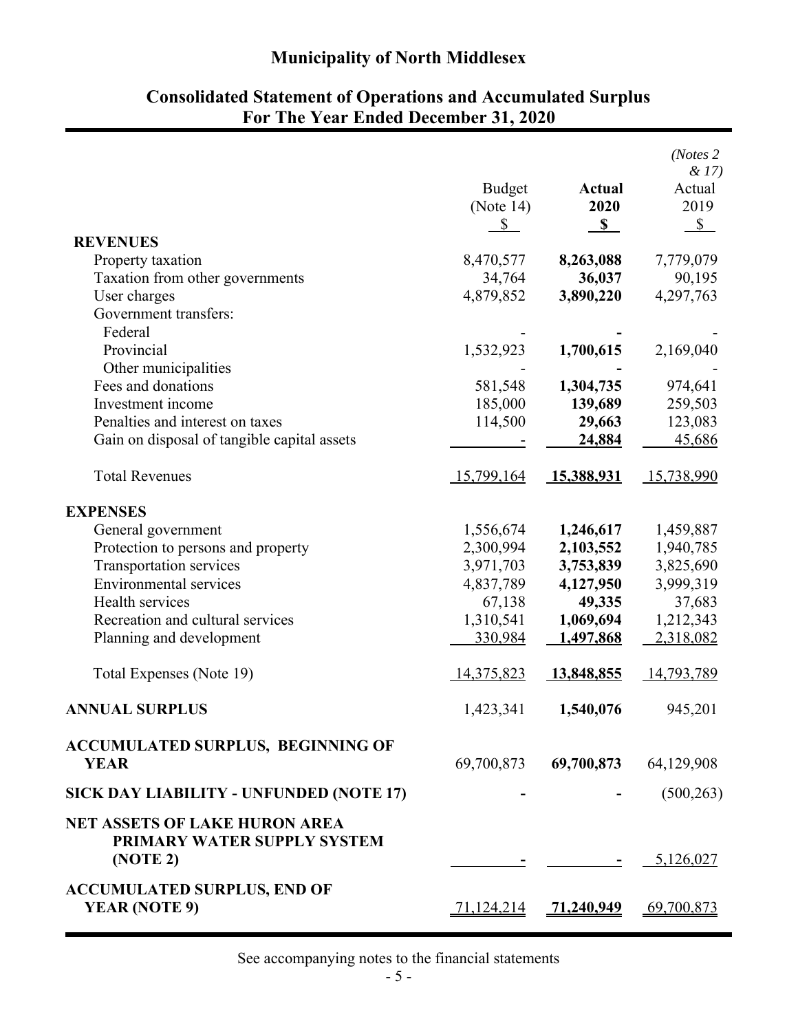# Municipality of North Middlesex

## Consolidated Statement of Operations and Accumulated Surplus
## For The Year Ended December 31, 2020

| | Budget (Note 14) $ | **Actual 2020 $** | *(Notes 2 & 17)* Actual 2019 $ |
|---|---|---|---|
| **REVENUES** | | | |
| Property taxation | 8,470,577 | **8,263,088** | 7,779,079 |
| Taxation from other governments | 34,764 | **36,037** | 90,195 |
| User charges | 4,879,852 | **3,890,220** | 4,297,763 |
| Government transfers: | | | |
| Federal | - | **-** | - |
| Provincial | 1,532,923 | **1,700,615** | 2,169,040 |
| Other municipalities | - | **-** | - |
| Fees and donations | 581,548 | **1,304,735** | 974,641 |
| Investment income | 185,000 | **139,689** | 259,503 |
| Penalties and interest on taxes | 114,500 | **29,663** | 123,083 |
| Gain on disposal of tangible capital assets | - | **24,884** | 45,686 |
| Total Revenues | 15,799,164 | **15,388,931** | 15,738,990 |
| **EXPENSES** | | | |
| General government | 1,556,674 | **1,246,617** | 1,459,887 |
| Protection to persons and property | 2,300,994 | **2,103,552** | 1,940,785 |
| Transportation services | 3,971,703 | **3,753,839** | 3,825,690 |
| Environmental services | 4,837,789 | **4,127,950** | 3,999,319 |
| Health services | 67,138 | **49,335** | 37,683 |
| Recreation and cultural services | 1,310,541 | **1,069,694** | 1,212,343 |
| Planning and development | 330,984 | **1,497,868** | 2,318,082 |
| Total Expenses (Note 19) | 14,375,823 | **13,848,855** | 14,793,789 |
| **ANNUAL SURPLUS** | 1,423,341 | **1,540,076** | 945,201 |
| **ACCUMULATED SURPLUS, BEGINNING OF YEAR** | 69,700,873 | **69,700,873** | 64,129,908 |
| **SICK DAY LIABILITY - UNFUNDED (NOTE 17)** | - | **-** | (500,263) |
| **NET ASSETS OF LAKE HURON AREA PRIMARY WATER SUPPLY SYSTEM (NOTE 2)** | - | **-** | 5,126,027 |
| **ACCUMULATED SURPLUS, END OF YEAR (NOTE 9)** | 71,124,214 | **71,240,949** | 69,700,873 |

See accompanying notes to the financial statements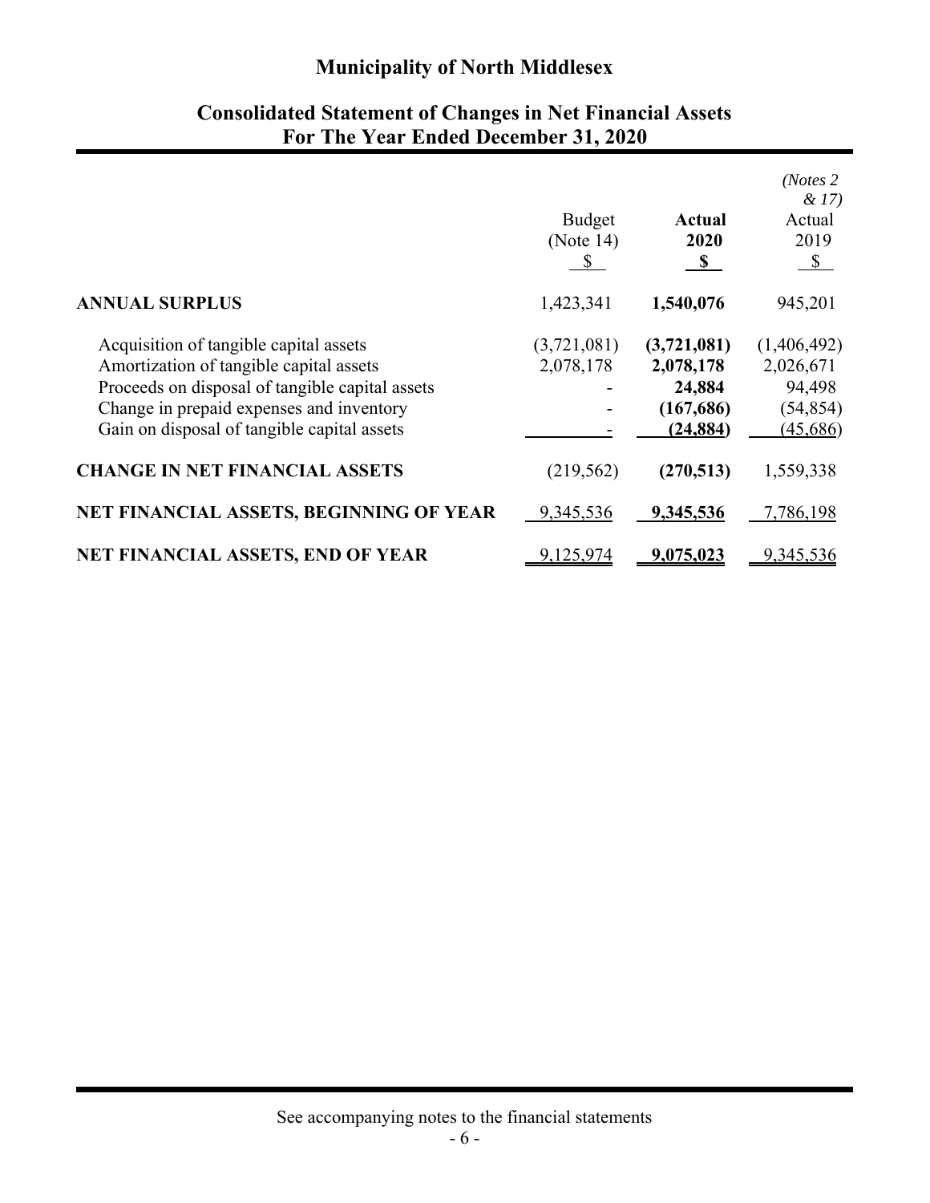# Municipality of North Middlesex

## Consolidated Statement of Changes in Net Financial Assets
## For The Year Ended December 31, 2020

| | Budget (Note 14) $ | **Actual 2020 $** | *(Notes 2 & 17)* Actual 2019 $ |
|---|---|---|---|
| **ANNUAL SURPLUS** | 1,423,341 | **1,540,076** | 945,201 |
| Acquisition of tangible capital assets | (3,721,081) | **(3,721,081)** | (1,406,492) |
| Amortization of tangible capital assets | 2,078,178 | **2,078,178** | 2,026,671 |
| Proceeds on disposal of tangible capital assets | - | **24,884** | 94,498 |
| Change in prepaid expenses and inventory | - | **(167,686)** | (54,854) |
| Gain on disposal of tangible capital assets | - | **(24,884)** | (45,686) |
| **CHANGE IN NET FINANCIAL ASSETS** | (219,562) | **(270,513)** | 1,559,338 |
| **NET FINANCIAL ASSETS, BEGINNING OF YEAR** | 9,345,536 | **9,345,536** | 7,786,198 |
| **NET FINANCIAL ASSETS, END OF YEAR** | 9,125,974 | **9,075,023** | 9,345,536 |

See accompanying notes to the financial statements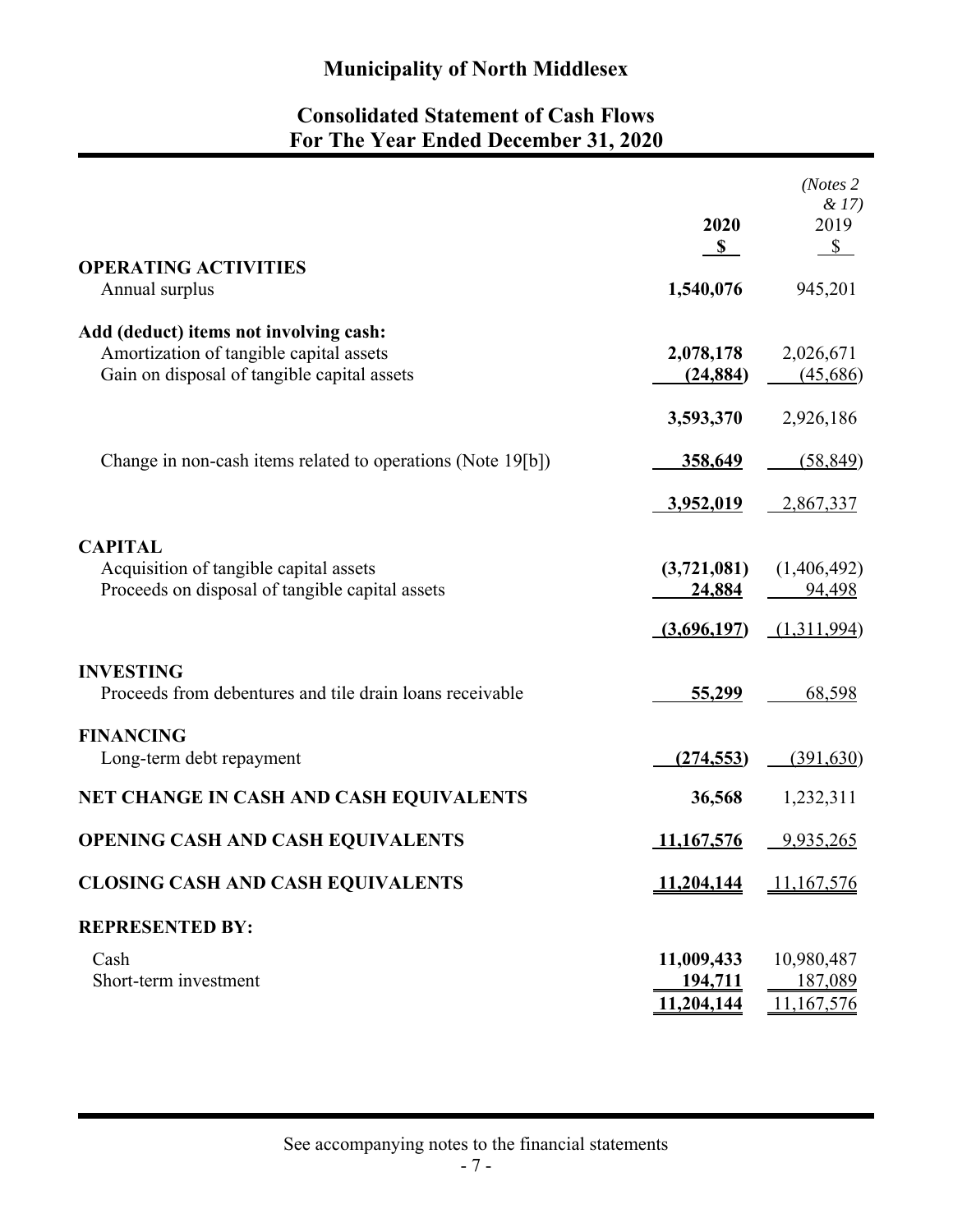# Municipality of North Middlesex

## Consolidated Statement of Cash Flows
## For The Year Ended December 31, 2020

| | 2020 | *(Notes 2 & 17)* 2019 |
|---|---|---|
| | **$** | $ |
| **OPERATING ACTIVITIES** | | |
| Annual surplus | **1,540,076** | 945,201 |
| **Add (deduct) items not involving cash:** | | |
| Amortization of tangible capital assets | **2,078,178** | 2,026,671 |
| Gain on disposal of tangible capital assets | **(24,884)** | (45,686) |
| | **3,593,370** | 2,926,186 |
| Change in non-cash items related to operations (Note 19[b]) | **358,649** | (58,849) |
| | **3,952,019** | 2,867,337 |
| **CAPITAL** | | |
| Acquisition of tangible capital assets | **(3,721,081)** | (1,406,492) |
| Proceeds on disposal of tangible capital assets | **24,884** | 94,498 |
| | **(3,696,197)** | (1,311,994) |
| **INVESTING** | | |
| Proceeds from debentures and tile drain loans receivable | **55,299** | 68,598 |
| **FINANCING** | | |
| Long-term debt repayment | **(274,553)** | (391,630) |
| **NET CHANGE IN CASH AND CASH EQUIVALENTS** | **36,568** | 1,232,311 |
| **OPENING CASH AND CASH EQUIVALENTS** | **11,167,576** | 9,935,265 |
| **CLOSING CASH AND CASH EQUIVALENTS** | **11,204,144** | 11,167,576 |
| **REPRESENTED BY:** | | |
| Cash | **11,009,433** | 10,980,487 |
| Short-term investment | **194,711** | 187,089 |
| | **11,204,144** | 11,167,576 |

See accompanying notes to the financial statements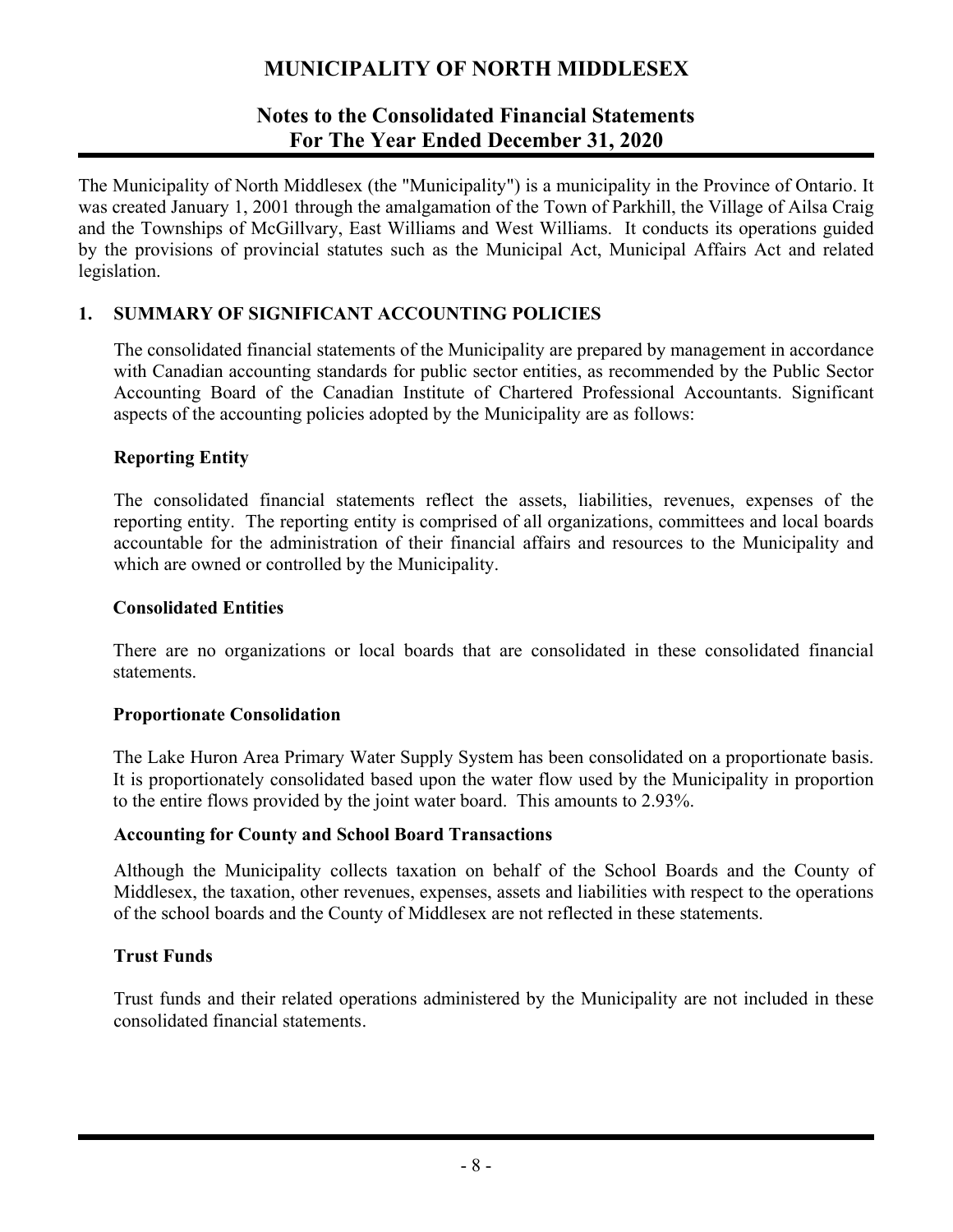# MUNICIPALITY OF NORTH MIDDLESEX

## Notes to the Consolidated Financial Statements
## For The Year Ended December 31, 2020

The Municipality of North Middlesex (the "Municipality") is a municipality in the Province of Ontario. It was created January 1, 2001 through the amalgamation of the Town of Parkhill, the Village of Ailsa Craig and the Townships of McGillvary, East Williams and West Williams. It conducts its operations guided by the provisions of provincial statutes such as the Municipal Act, Municipal Affairs Act and related legislation.

### 1. SUMMARY OF SIGNIFICANT ACCOUNTING POLICIES

The consolidated financial statements of the Municipality are prepared by management in accordance with Canadian accounting standards for public sector entities, as recommended by the Public Sector Accounting Board of the Canadian Institute of Chartered Professional Accountants. Significant aspects of the accounting policies adopted by the Municipality are as follows:

**Reporting Entity**

The consolidated financial statements reflect the assets, liabilities, revenues, expenses of the reporting entity. The reporting entity is comprised of all organizations, committees and local boards accountable for the administration of their financial affairs and resources to the Municipality and which are owned or controlled by the Municipality.

**Consolidated Entities**

There are no organizations or local boards that are consolidated in these consolidated financial statements.

**Proportionate Consolidation**

The Lake Huron Area Primary Water Supply System has been consolidated on a proportionate basis. It is proportionately consolidated based upon the water flow used by the Municipality in proportion to the entire flows provided by the joint water board. This amounts to 2.93%.

**Accounting for County and School Board Transactions**

Although the Municipality collects taxation on behalf of the School Boards and the County of Middlesex, the taxation, other revenues, expenses, assets and liabilities with respect to the operations of the school boards and the County of Middlesex are not reflected in these statements.

**Trust Funds**

Trust funds and their related operations administered by the Municipality are not included in these consolidated financial statements.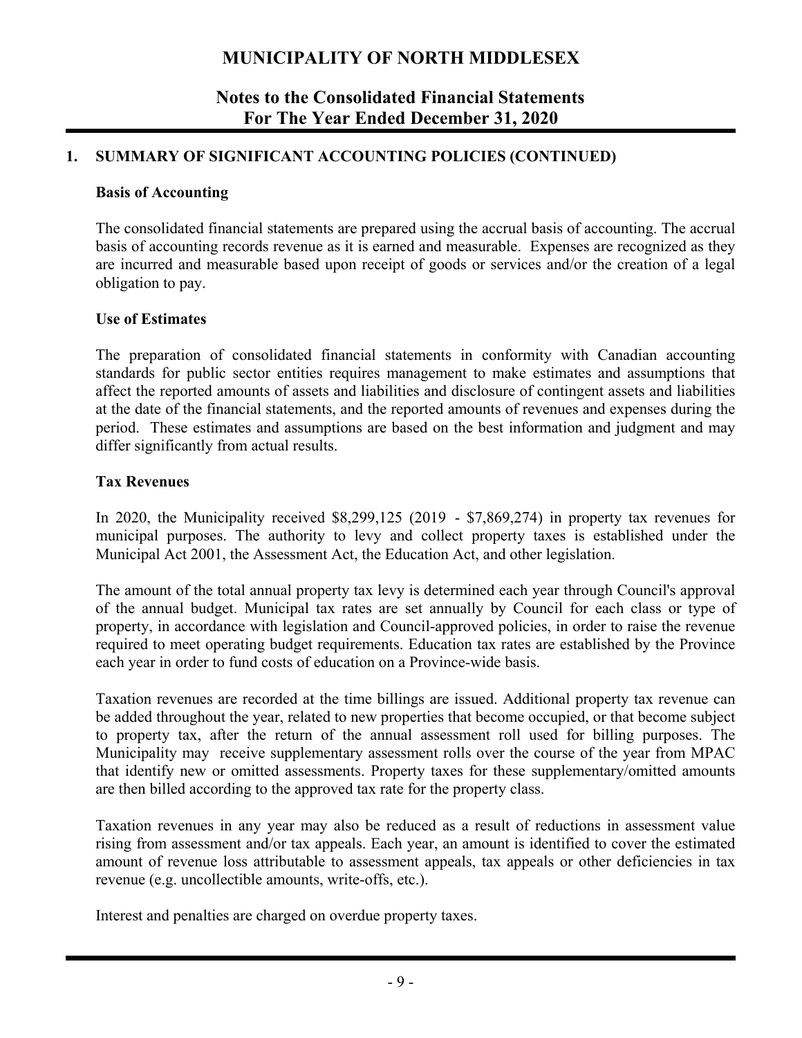# MUNICIPALITY OF NORTH MIDDLESEX

## Notes to the Consolidated Financial Statements
## For The Year Ended December 31, 2020

### 1. SUMMARY OF SIGNIFICANT ACCOUNTING POLICIES (CONTINUED)

**Basis of Accounting**

The consolidated financial statements are prepared using the accrual basis of accounting. The accrual basis of accounting records revenue as it is earned and measurable. Expenses are recognized as they are incurred and measurable based upon receipt of goods or services and/or the creation of a legal obligation to pay.

**Use of Estimates**

The preparation of consolidated financial statements in conformity with Canadian accounting standards for public sector entities requires management to make estimates and assumptions that affect the reported amounts of assets and liabilities and disclosure of contingent assets and liabilities at the date of the financial statements, and the reported amounts of revenues and expenses during the period. These estimates and assumptions are based on the best information and judgment and may differ significantly from actual results.

**Tax Revenues**

In 2020, the Municipality received $8,299,125 (2019 - $7,869,274) in property tax revenues for municipal purposes. The authority to levy and collect property taxes is established under the Municipal Act 2001, the Assessment Act, the Education Act, and other legislation.

The amount of the total annual property tax levy is determined each year through Council's approval of the annual budget. Municipal tax rates are set annually by Council for each class or type of property, in accordance with legislation and Council-approved policies, in order to raise the revenue required to meet operating budget requirements. Education tax rates are established by the Province each year in order to fund costs of education on a Province-wide basis.

Taxation revenues are recorded at the time billings are issued. Additional property tax revenue can be added throughout the year, related to new properties that become occupied, or that become subject to property tax, after the return of the annual assessment roll used for billing purposes. The Municipality may receive supplementary assessment rolls over the course of the year from MPAC that identify new or omitted assessments. Property taxes for these supplementary/omitted amounts are then billed according to the approved tax rate for the property class.

Taxation revenues in any year may also be reduced as a result of reductions in assessment value rising from assessment and/or tax appeals. Each year, an amount is identified to cover the estimated amount of revenue loss attributable to assessment appeals, tax appeals or other deficiencies in tax revenue (e.g. uncollectible amounts, write-offs, etc.).

Interest and penalties are charged on overdue property taxes.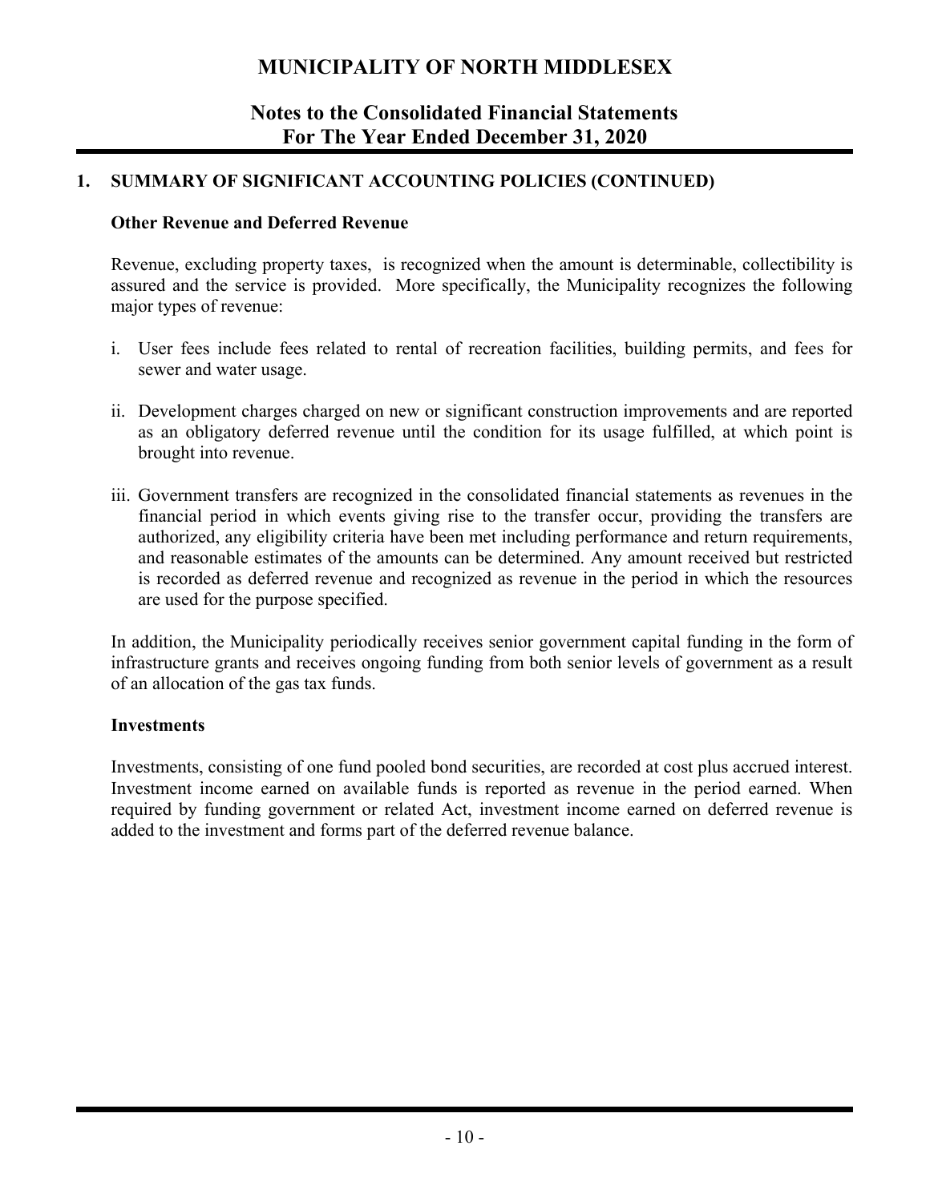# MUNICIPALITY OF NORTH MIDDLESEX

## Notes to the Consolidated Financial Statements
## For The Year Ended December 31, 2020

### 1. SUMMARY OF SIGNIFICANT ACCOUNTING POLICIES (CONTINUED)

**Other Revenue and Deferred Revenue**

Revenue, excluding property taxes, is recognized when the amount is determinable, collectibility is assured and the service is provided. More specifically, the Municipality recognizes the following major types of revenue:

i. User fees include fees related to rental of recreation facilities, building permits, and fees for sewer and water usage.

ii. Development charges charged on new or significant construction improvements and are reported as an obligatory deferred revenue until the condition for its usage fulfilled, at which point is brought into revenue.

iii. Government transfers are recognized in the consolidated financial statements as revenues in the financial period in which events giving rise to the transfer occur, providing the transfers are authorized, any eligibility criteria have been met including performance and return requirements, and reasonable estimates of the amounts can be determined. Any amount received but restricted is recorded as deferred revenue and recognized as revenue in the period in which the resources are used for the purpose specified.

In addition, the Municipality periodically receives senior government capital funding in the form of infrastructure grants and receives ongoing funding from both senior levels of government as a result of an allocation of the gas tax funds.

**Investments**

Investments, consisting of one fund pooled bond securities, are recorded at cost plus accrued interest. Investment income earned on available funds is reported as revenue in the period earned. When required by funding government or related Act, investment income earned on deferred revenue is added to the investment and forms part of the deferred revenue balance.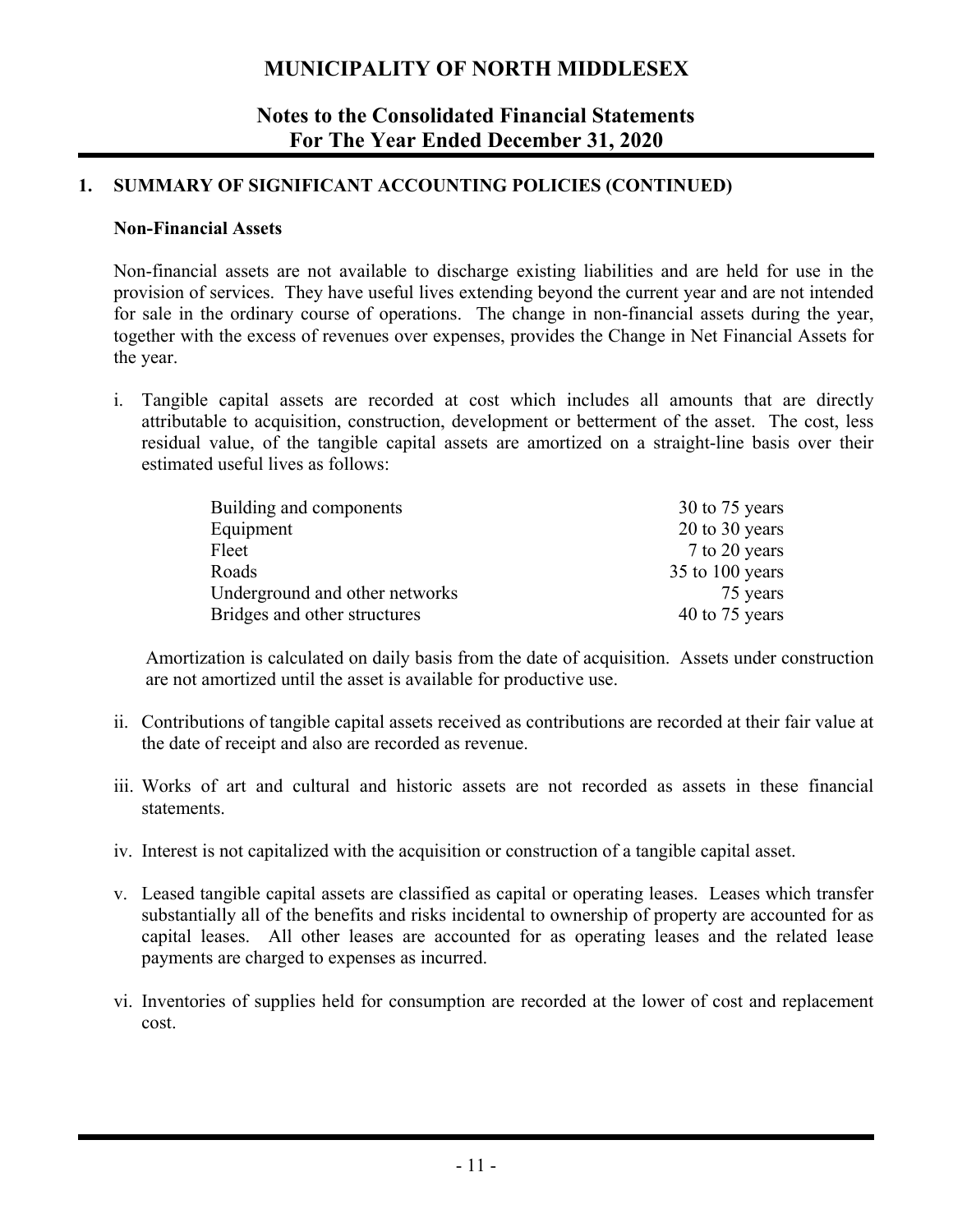## 1. SUMMARY OF SIGNIFICANT ACCOUNTING POLICIES (CONTINUED)

### Non-Financial Assets

Non-financial assets are not available to discharge existing liabilities and are held for use in the provision of services. They have useful lives extending beyond the current year and are not intended for sale in the ordinary course of operations. The change in non-financial assets during the year, together with the excess of revenues over expenses, provides the Change in Net Financial Assets for the year.

i. Tangible capital assets are recorded at cost which includes all amounts that are directly attributable to acquisition, construction, development or betterment of the asset. The cost, less residual value, of the tangible capital assets are amortized on a straight-line basis over their estimated useful lives as follows:

| | |
|---|---|
| Building and components | 30 to 75 years |
| Equipment | 20 to 30 years |
| Fleet | 7 to 20 years |
| Roads | 35 to 100 years |
| Underground and other networks | 75 years |
| Bridges and other structures | 40 to 75 years |

Amortization is calculated on daily basis from the date of acquisition. Assets under construction are not amortized until the asset is available for productive use.

ii. Contributions of tangible capital assets received as contributions are recorded at their fair value at the date of receipt and also are recorded as revenue.

iii. Works of art and cultural and historic assets are not recorded as assets in these financial statements.

iv. Interest is not capitalized with the acquisition or construction of a tangible capital asset.

v. Leased tangible capital assets are classified as capital or operating leases. Leases which transfer substantially all of the benefits and risks incidental to ownership of property are accounted for as capital leases. All other leases are accounted for as operating leases and the related lease payments are charged to expenses as incurred.

vi. Inventories of supplies held for consumption are recorded at the lower of cost and replacement cost.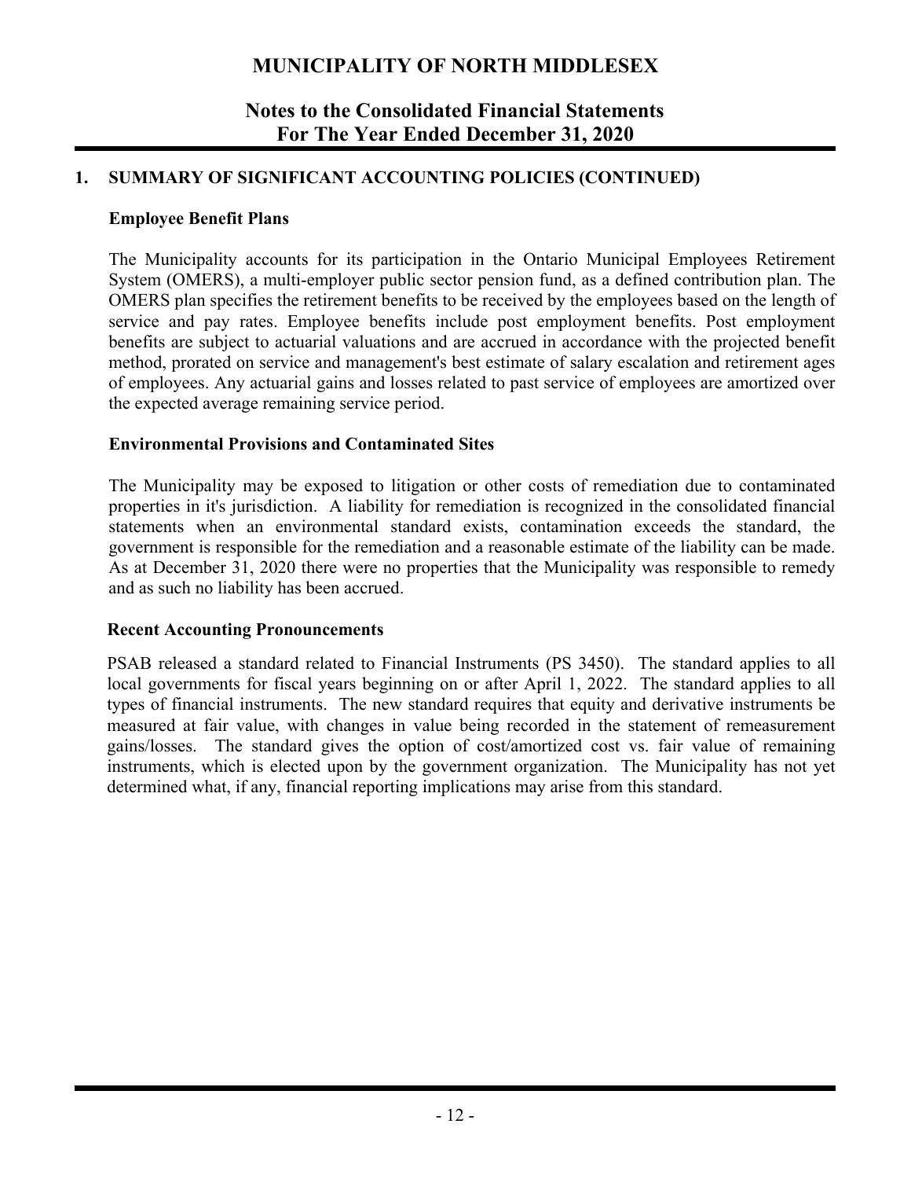# MUNICIPALITY OF NORTH MIDDLESEX

## Notes to the Consolidated Financial Statements
## For The Year Ended December 31, 2020

### 1. SUMMARY OF SIGNIFICANT ACCOUNTING POLICIES (CONTINUED)

**Employee Benefit Plans**

The Municipality accounts for its participation in the Ontario Municipal Employees Retirement System (OMERS), a multi-employer public sector pension fund, as a defined contribution plan. The OMERS plan specifies the retirement benefits to be received by the employees based on the length of service and pay rates. Employee benefits include post employment benefits. Post employment benefits are subject to actuarial valuations and are accrued in accordance with the projected benefit method, prorated on service and management's best estimate of salary escalation and retirement ages of employees. Any actuarial gains and losses related to past service of employees are amortized over the expected average remaining service period.

**Environmental Provisions and Contaminated Sites**

The Municipality may be exposed to litigation or other costs of remediation due to contaminated properties in it's jurisdiction. A liability for remediation is recognized in the consolidated financial statements when an environmental standard exists, contamination exceeds the standard, the government is responsible for the remediation and a reasonable estimate of the liability can be made. As at December 31, 2020 there were no properties that the Municipality was responsible to remedy and as such no liability has been accrued.

**Recent Accounting Pronouncements**

PSAB released a standard related to Financial Instruments (PS 3450). The standard applies to all local governments for fiscal years beginning on or after April 1, 2022. The standard applies to all types of financial instruments. The new standard requires that equity and derivative instruments be measured at fair value, with changes in value being recorded in the statement of remeasurement gains/losses. The standard gives the option of cost/amortized cost vs. fair value of remaining instruments, which is elected upon by the government organization. The Municipality has not yet determined what, if any, financial reporting implications may arise from this standard.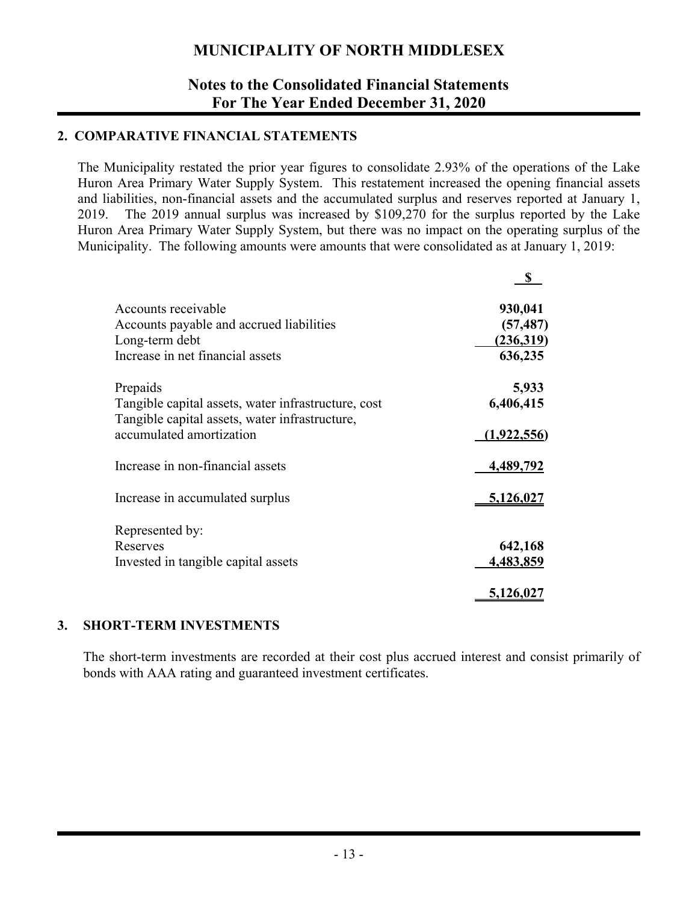## 2. COMPARATIVE FINANCIAL STATEMENTS

The Municipality restated the prior year figures to consolidate 2.93% of the operations of the Lake Huron Area Primary Water Supply System. This restatement increased the opening financial assets and liabilities, non-financial assets and the accumulated surplus and reserves reported at January 1, 2019. The 2019 annual surplus was increased by $109,270 for the surplus reported by the Lake Huron Area Primary Water Supply System, but there was no impact on the operating surplus of the Municipality. The following amounts were amounts that were consolidated as at January 1, 2019:

| | $ |
|---|---|
| Accounts receivable | 930,041 |
| Accounts payable and accrued liabilities | (57,487) |
| Long-term debt | (236,319) |
| Increase in net financial assets | 636,235 |
| | |
| Prepaids | 5,933 |
| Tangible capital assets, water infrastructure, cost | 6,406,415 |
| Tangible capital assets, water infrastructure, accumulated amortization | (1,922,556) |
| | |
| Increase in non-financial assets | 4,489,792 |
| | |
| Increase in accumulated surplus | 5,126,027 |
| | |
| Represented by: | |
| Reserves | 642,168 |
| Invested in tangible capital assets | 4,483,859 |
| | |
| | 5,126,027 |

## 3. SHORT-TERM INVESTMENTS

The short-term investments are recorded at their cost plus accrued interest and consist primarily of bonds with AAA rating and guaranteed investment certificates.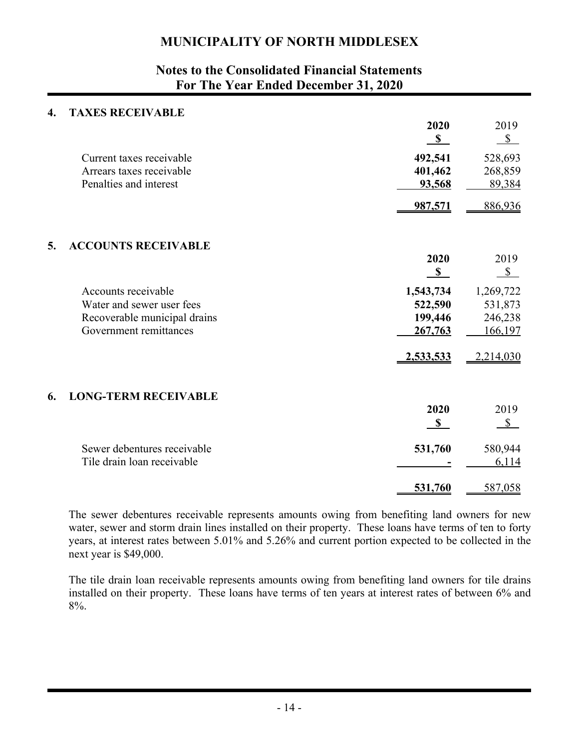# MUNICIPALITY OF NORTH MIDDLESEX

## Notes to the Consolidated Financial Statements
## For The Year Ended December 31, 2020

### 4. TAXES RECEIVABLE

| | 2020 | 2019 |
|---|---|---|
| | $ | $ |
| Current taxes receivable | 492,541 | 528,693 |
| Arrears taxes receivable | 401,462 | 268,859 |
| Penalties and interest | 93,568 | 89,384 |
| | 987,571 | 886,936 |

### 5. ACCOUNTS RECEIVABLE

| | 2020 | 2019 |
|---|---|---|
| | $ | $ |
| Accounts receivable | 1,543,734 | 1,269,722 |
| Water and sewer user fees | 522,590 | 531,873 |
| Recoverable municipal drains | 199,446 | 246,238 |
| Government remittances | 267,763 | 166,197 |
| | 2,533,533 | 2,214,030 |

### 6. LONG-TERM RECEIVABLE

| | 2020 | 2019 |
|---|---|---|
| | $ | $ |
| Sewer debentures receivable | 531,760 | 580,944 |
| Tile drain loan receivable | - | 6,114 |
| | 531,760 | 587,058 |

The sewer debentures receivable represents amounts owing from benefiting land owners for new water, sewer and storm drain lines installed on their property. These loans have terms of ten to forty years, at interest rates between 5.01% and 5.26% and current portion expected to be collected in the next year is $49,000.

The tile drain loan receivable represents amounts owing from benefiting land owners for tile drains installed on their property. These loans have terms of ten years at interest rates of between 6% and 8%.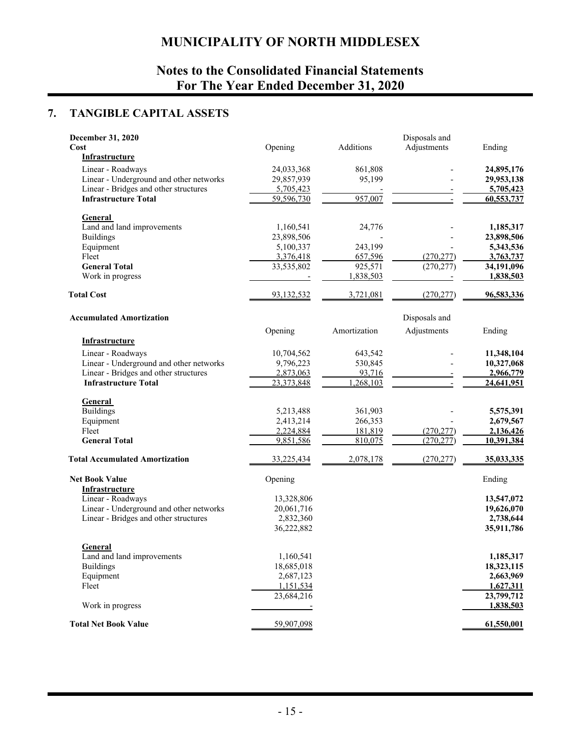# MUNICIPALITY OF NORTH MIDDLESEX

## Notes to the Consolidated Financial Statements For The Year Ended December 31, 2020

## 7. TANGIBLE CAPITAL ASSETS

| December 31, 2020<br>Cost | Opening | Additions | Disposals and Adjustments | Ending |
|---|---|---|---|---|
| **Infrastructure** | | | | |
| Linear - Roadways | 24,033,368 | 861,808 | - | **24,895,176** |
| Linear - Underground and other networks | 29,857,939 | 95,199 | - | **29,953,138** |
| Linear - Bridges and other structures | 5,705,423 | - | - | **5,705,423** |
| **Infrastructure Total** | 59,596,730 | 957,007 | - | **60,553,737** |
| **General** | | | | |
| Land and land improvements | 1,160,541 | 24,776 | - | **1,185,317** |
| Buildings | 23,898,506 | - | - | **23,898,506** |
| Equipment | 5,100,337 | 243,199 | - | **5,343,536** |
| Fleet | 3,376,418 | 657,596 | (270,277) | **3,763,737** |
| **General Total** | 33,535,802 | 925,571 | (270,277) | **34,191,096** |
| Work in progress | - | 1,838,503 | - | **1,838,503** |
| **Total Cost** | 93,132,532 | 3,721,081 | (270,277) | **96,583,336** |

| Accumulated Amortization | Opening | Amortization | Disposals and Adjustments | Ending |
|---|---|---|---|---|
| **Infrastructure** | | | | |
| Linear - Roadways | 10,704,562 | 643,542 | - | **11,348,104** |
| Linear - Underground and other networks | 9,796,223 | 530,845 | - | **10,327,068** |
| Linear - Bridges and other structures | 2,873,063 | 93,716 | - | **2,966,779** |
| **Infrastructure Total** | 23,373,848 | 1,268,103 | - | **24,641,951** |
| **General** | | | | |
| Buildings | 5,213,488 | 361,903 | - | **5,575,391** |
| Equipment | 2,413,214 | 266,353 | - | **2,679,567** |
| Fleet | 2,224,884 | 181,819 | (270,277) | **2,136,426** |
| **General Total** | 9,851,586 | 810,075 | (270,277) | **10,391,384** |
| **Total Accumulated Amortization** | 33,225,434 | 2,078,178 | (270,277) | **35,033,335** |

| Net Book Value | Opening | Ending |
|---|---|---|
| **Infrastructure** | | |
| Linear - Roadways | 13,328,806 | **13,547,072** |
| Linear - Underground and other networks | 20,061,716 | **19,626,070** |
| Linear - Bridges and other structures | 2,832,360 | **2,738,644** |
| | 36,222,882 | **35,911,786** |
| **General** | | |
| Land and land improvements | 1,160,541 | **1,185,317** |
| Buildings | 18,685,018 | **18,323,115** |
| Equipment | 2,687,123 | **2,663,969** |
| Fleet | 1,151,534 | **1,627,311** |
| | 23,684,216 | **23,799,712** |
| Work in progress | - | **1,838,503** |
| **Total Net Book Value** | 59,907,098 | **61,550,001** |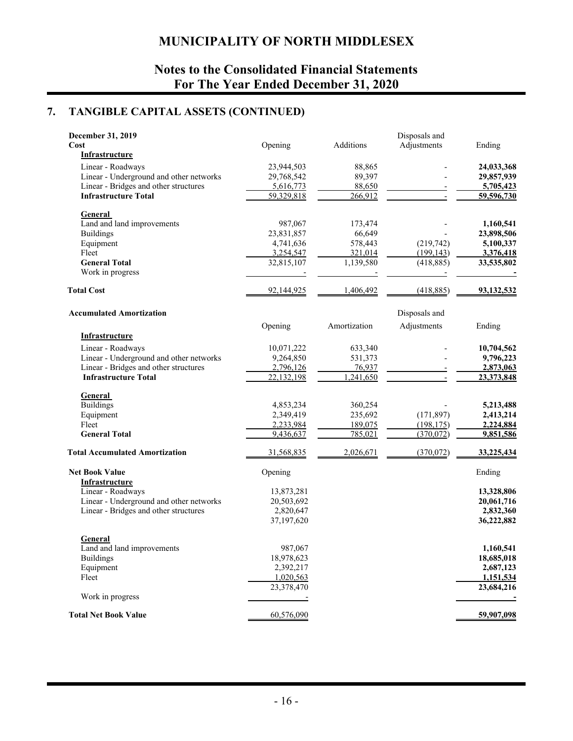# MUNICIPALITY OF NORTH MIDDLESEX

## Notes to the Consolidated Financial Statements
## For The Year Ended December 31, 2020

## 7. TANGIBLE CAPITAL ASSETS (CONTINUED)

| **December 31, 2019**<br>**Cost** | Opening | Additions | Disposals and Adjustments | Ending |
|---|---|---|---|---|
| **Infrastructure** | | | | |
| Linear - Roadways | 23,944,503 | 88,865 | - | **24,033,368** |
| Linear - Underground and other networks | 29,768,542 | 89,397 | - | **29,857,939** |
| Linear - Bridges and other structures | 5,616,773 | 88,650 | - | **5,705,423** |
| **Infrastructure Total** | 59,329,818 | 266,912 | - | **59,596,730** |
| **General** | | | | |
| Land and land improvements | 987,067 | 173,474 | - | **1,160,541** |
| Buildings | 23,831,857 | 66,649 | - | **23,898,506** |
| Equipment | 4,741,636 | 578,443 | (219,742) | **5,100,337** |
| Fleet | 3,254,547 | 321,014 | (199,143) | **3,376,418** |
| **General Total** | 32,815,107 | 1,139,580 | (418,885) | **33,535,802** |
| Work in progress | - | - | - | **-** |
| **Total Cost** | 92,144,925 | 1,406,492 | (418,885) | **93,132,532** |

| **Accumulated Amortization** | Opening | Amortization | Disposals and Adjustments | Ending |
|---|---|---|---|---|
| **Infrastructure** | | | | |
| Linear - Roadways | 10,071,222 | 633,340 | - | **10,704,562** |
| Linear - Underground and other networks | 9,264,850 | 531,373 | - | **9,796,223** |
| Linear - Bridges and other structures | 2,796,126 | 76,937 | - | **2,873,063** |
| **Infrastructure Total** | 22,132,198 | 1,241,650 | - | **23,373,848** |
| **General** | | | | |
| Buildings | 4,853,234 | 360,254 | - | **5,213,488** |
| Equipment | 2,349,419 | 235,692 | (171,897) | **2,413,214** |
| Fleet | 2,233,984 | 189,075 | (198,175) | **2,224,884** |
| **General Total** | 9,436,637 | 785,021 | (370,072) | **9,851,586** |
| **Total Accumulated Amortization** | 31,568,835 | 2,026,671 | (370,072) | **33,225,434** |

| **Net Book Value** | Opening | Ending |
|---|---|---|
| **Infrastructure** | | |
| Linear - Roadways | 13,873,281 | **13,328,806** |
| Linear - Underground and other networks | 20,503,692 | **20,061,716** |
| Linear - Bridges and other structures | 2,820,647 | **2,832,360** |
| | 37,197,620 | **36,222,882** |
| **General** | | |
| Land and land improvements | 987,067 | **1,160,541** |
| Buildings | 18,978,623 | **18,685,018** |
| Equipment | 2,392,217 | **2,687,123** |
| Fleet | 1,020,563 | **1,151,534** |
| | 23,378,470 | **23,684,216** |
| Work in progress | - | **-** |
| **Total Net Book Value** | 60,576,090 | **59,907,098** |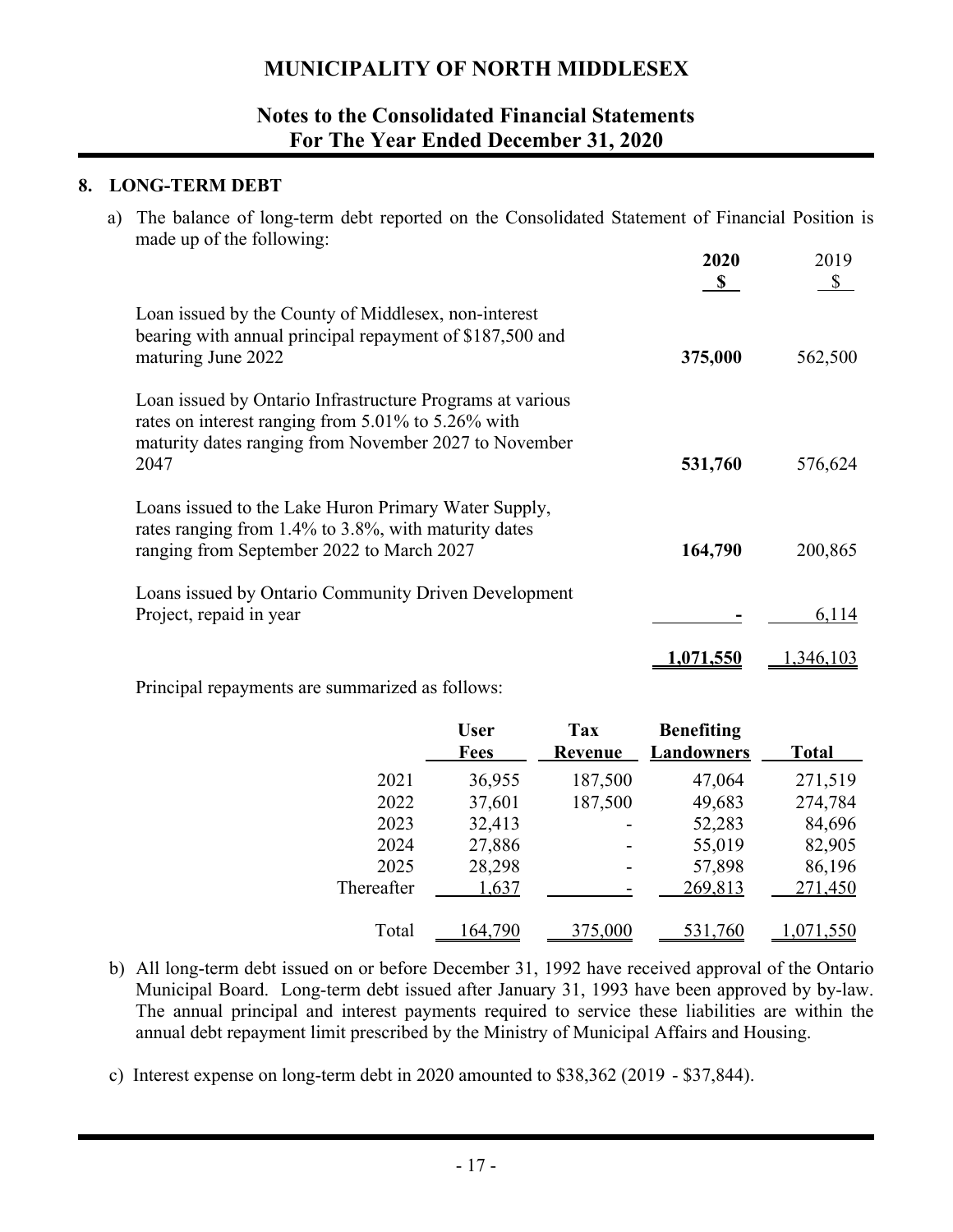# MUNICIPALITY OF NORTH MIDDLESEX

## Notes to the Consolidated Financial Statements
## For The Year Ended December 31, 2020

### 8. LONG-TERM DEBT

a) The balance of long-term debt reported on the Consolidated Statement of Financial Position is made up of the following:

| | **2020** **$** | 2019 $ |
|---|---|---|
| Loan issued by the County of Middlesex, non-interest bearing with annual principal repayment of $187,500 and maturing June 2022 | **375,000** | 562,500 |
| Loan issued by Ontario Infrastructure Programs at various rates on interest ranging from 5.01% to 5.26% with maturity dates ranging from November 2027 to November 2047 | **531,760** | 576,624 |
| Loans issued to the Lake Huron Primary Water Supply, rates ranging from 1.4% to 3.8%, with maturity dates ranging from September 2022 to March 2027 | **164,790** | 200,865 |
| Loans issued by Ontario Community Driven Development Project, repaid in year | **-** | 6,114 |
| | **1,071,550** | 1,346,103 |

Principal repayments are summarized as follows:

| | User Fees | Tax Revenue | Benefiting Landowners | Total |
|---|---|---|---|---|
| 2021 | 36,955 | 187,500 | 47,064 | 271,519 |
| 2022 | 37,601 | 187,500 | 49,683 | 274,784 |
| 2023 | 32,413 | - | 52,283 | 84,696 |
| 2024 | 27,886 | - | 55,019 | 82,905 |
| 2025 | 28,298 | - | 57,898 | 86,196 |
| Thereafter | 1,637 | - | 269,813 | 271,450 |
| Total | 164,790 | 375,000 | 531,760 | 1,071,550 |

b) All long-term debt issued on or before December 31, 1992 have received approval of the Ontario Municipal Board. Long-term debt issued after January 31, 1993 have been approved by by-law. The annual principal and interest payments required to service these liabilities are within the annual debt repayment limit prescribed by the Ministry of Municipal Affairs and Housing.

c) Interest expense on long-term debt in 2020 amounted to $38,362 (2019 - $37,844).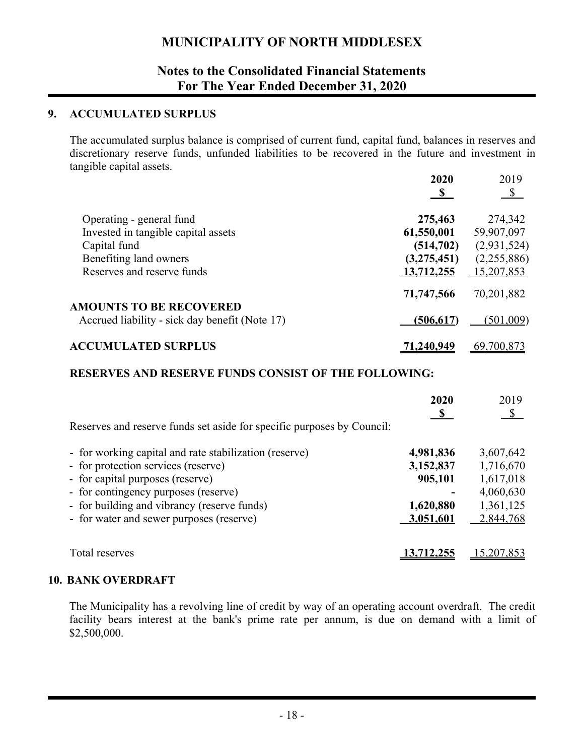# MUNICIPALITY OF NORTH MIDDLESEX

## Notes to the Consolidated Financial Statements
## For The Year Ended December 31, 2020

### 9. ACCUMULATED SURPLUS

The accumulated surplus balance is comprised of current fund, capital fund, balances in reserves and discretionary reserve funds, unfunded liabilities to be recovered in the future and investment in tangible capital assets.

| | 2020 $ | 2019 $ |
|---|---|---|
| Operating - general fund | **275,463** | 274,342 |
| Invested in tangible capital assets | **61,550,001** | 59,907,097 |
| Capital fund | **(514,702)** | (2,931,524) |
| Benefiting land owners | **(3,275,451)** | (2,255,886) |
| Reserves and reserve funds | **13,712,255** | 15,207,853 |
| | **71,747,566** | 70,201,882 |
| **AMOUNTS TO BE RECOVERED** | | |
| Accrued liability - sick day benefit (Note 17) | **(506,617)** | (501,009) |
| **ACCUMULATED SURPLUS** | **71,240,949** | 69,700,873 |

**RESERVES AND RESERVE FUNDS CONSIST OF THE FOLLOWING:**

| | 2020 $ | 2019 $ |
|---|---|---|
| Reserves and reserve funds set aside for specific purposes by Council: | | |
| - for working capital and rate stabilization (reserve) | **4,981,836** | 3,607,642 |
| - for protection services (reserve) | **3,152,837** | 1,716,670 |
| - for capital purposes (reserve) | **905,101** | 1,617,018 |
| - for contingency purposes (reserve) | **-** | 4,060,630 |
| - for building and vibrancy (reserve funds) | **1,620,880** | 1,361,125 |
| - for water and sewer purposes (reserve) | **3,051,601** | 2,844,768 |
| Total reserves | **13,712,255** | 15,207,853 |

### 10. BANK OVERDRAFT

The Municipality has a revolving line of credit by way of an operating account overdraft. The credit facility bears interest at the bank's prime rate per annum, is due on demand with a limit of $2,500,000.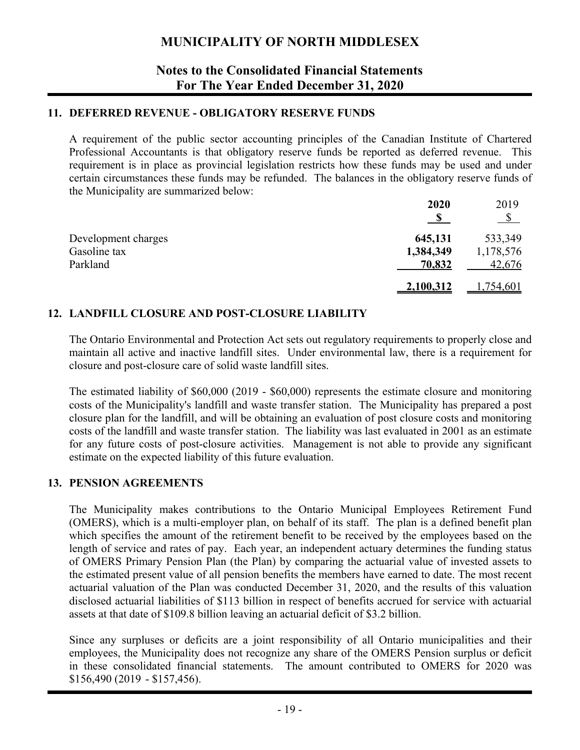# MUNICIPALITY OF NORTH MIDDLESEX

## Notes to the Consolidated Financial Statements
## For The Year Ended December 31, 2020

### 11. DEFERRED REVENUE - OBLIGATORY RESERVE FUNDS

A requirement of the public sector accounting principles of the Canadian Institute of Chartered Professional Accountants is that obligatory reserve funds be reported as deferred revenue. This requirement is in place as provincial legislation restricts how these funds may be used and under certain circumstances these funds may be refunded. The balances in the obligatory reserve funds of the Municipality are summarized below:

| | **2020** | 2019 |
|---|---|---|
| | **$** | $ |
| Development charges | **645,131** | 533,349 |
| Gasoline tax | **1,384,349** | 1,178,576 |
| Parkland | **70,832** | 42,676 |
| | **2,100,312** | 1,754,601 |

### 12. LANDFILL CLOSURE AND POST-CLOSURE LIABILITY

The Ontario Environmental and Protection Act sets out regulatory requirements to properly close and maintain all active and inactive landfill sites. Under environmental law, there is a requirement for closure and post-closure care of solid waste landfill sites.

The estimated liability of $60,000 (2019 - $60,000) represents the estimate closure and monitoring costs of the Municipality's landfill and waste transfer station. The Municipality has prepared a post closure plan for the landfill, and will be obtaining an evaluation of post closure costs and monitoring costs of the landfill and waste transfer station. The liability was last evaluated in 2001 as an estimate for any future costs of post-closure activities. Management is not able to provide any significant estimate on the expected liability of this future evaluation.

### 13. PENSION AGREEMENTS

The Municipality makes contributions to the Ontario Municipal Employees Retirement Fund (OMERS), which is a multi-employer plan, on behalf of its staff. The plan is a defined benefit plan which specifies the amount of the retirement benefit to be received by the employees based on the length of service and rates of pay. Each year, an independent actuary determines the funding status of OMERS Primary Pension Plan (the Plan) by comparing the actuarial value of invested assets to the estimated present value of all pension benefits the members have earned to date. The most recent actuarial valuation of the Plan was conducted December 31, 2020, and the results of this valuation disclosed actuarial liabilities of $113 billion in respect of benefits accrued for service with actuarial assets at that date of $109.8 billion leaving an actuarial deficit of $3.2 billion.

Since any surpluses or deficits are a joint responsibility of all Ontario municipalities and their employees, the Municipality does not recognize any share of the OMERS Pension surplus or deficit in these consolidated financial statements. The amount contributed to OMERS for 2020 was $156,490 (2019 - $157,456).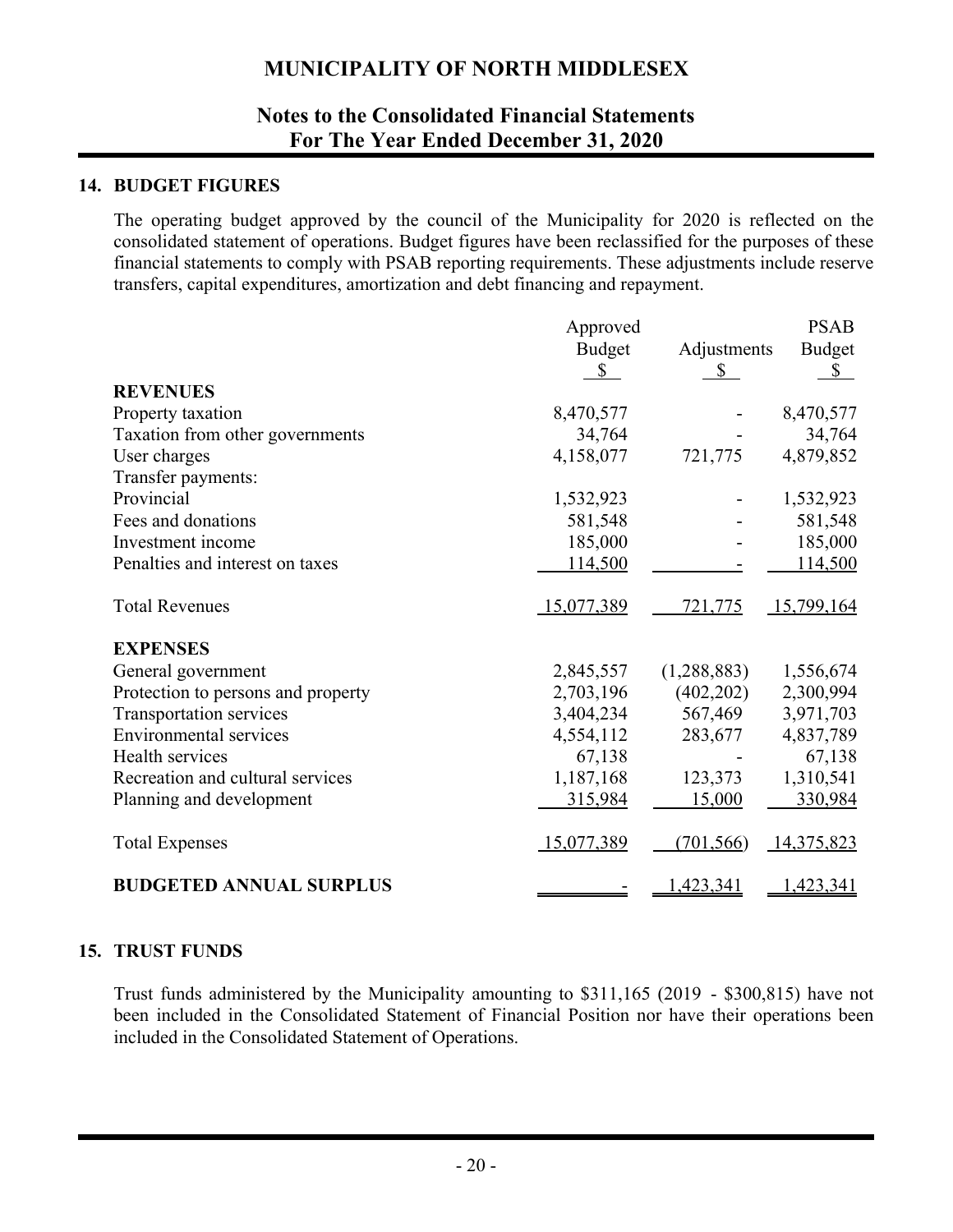# MUNICIPALITY OF NORTH MIDDLESEX

## Notes to the Consolidated Financial Statements
## For The Year Ended December 31, 2020

### 14. BUDGET FIGURES

The operating budget approved by the council of the Municipality for 2020 is reflected on the consolidated statement of operations. Budget figures have been reclassified for the purposes of these financial statements to comply with PSAB reporting requirements. These adjustments include reserve transfers, capital expenditures, amortization and debt financing and repayment.

| | Approved Budget $ | Adjustments $ | PSAB Budget $ |
|---|---|---|---|
| **REVENUES** | | | |
| Property taxation | 8,470,577 | - | 8,470,577 |
| Taxation from other governments | 34,764 | - | 34,764 |
| User charges | 4,158,077 | 721,775 | 4,879,852 |
| Transfer payments: | | | |
| Provincial | 1,532,923 | - | 1,532,923 |
| Fees and donations | 581,548 | - | 581,548 |
| Investment income | 185,000 | - | 185,000 |
| Penalties and interest on taxes | 114,500 | - | 114,500 |
| Total Revenues | 15,077,389 | 721,775 | 15,799,164 |
| **EXPENSES** | | | |
| General government | 2,845,557 | (1,288,883) | 1,556,674 |
| Protection to persons and property | 2,703,196 | (402,202) | 2,300,994 |
| Transportation services | 3,404,234 | 567,469 | 3,971,703 |
| Environmental services | 4,554,112 | 283,677 | 4,837,789 |
| Health services | 67,138 | - | 67,138 |
| Recreation and cultural services | 1,187,168 | 123,373 | 1,310,541 |
| Planning and development | 315,984 | 15,000 | 330,984 |
| Total Expenses | 15,077,389 | (701,566) | 14,375,823 |
| **BUDGETED ANNUAL SURPLUS** | - | 1,423,341 | 1,423,341 |

### 15. TRUST FUNDS

Trust funds administered by the Municipality amounting to $311,165 (2019 - $300,815) have not been included in the Consolidated Statement of Financial Position nor have their operations been included in the Consolidated Statement of Operations.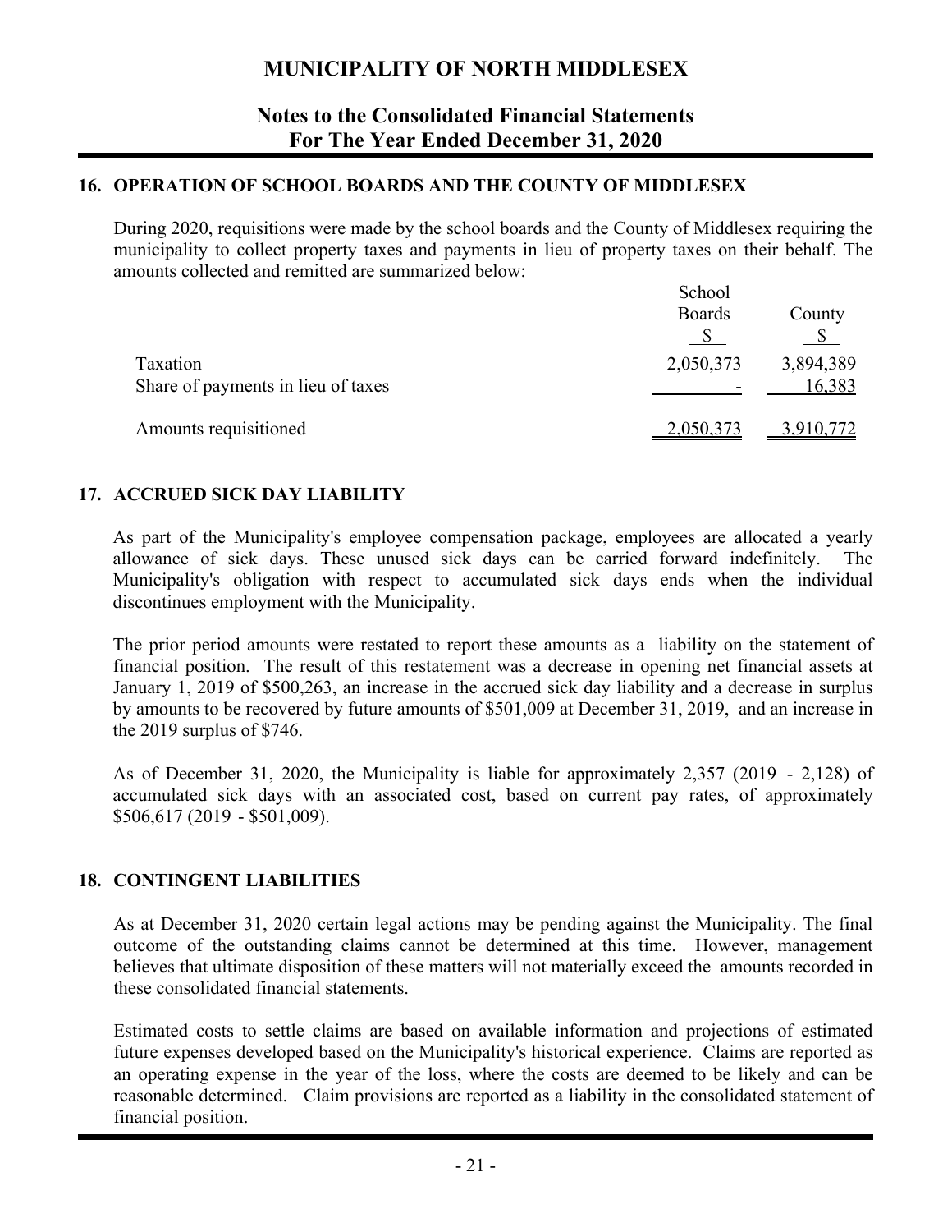# MUNICIPALITY OF NORTH MIDDLESEX

## Notes to the Consolidated Financial Statements For The Year Ended December 31, 2020

### 16. OPERATION OF SCHOOL BOARDS AND THE COUNTY OF MIDDLESEX

During 2020, requisitions were made by the school boards and the County of Middlesex requiring the municipality to collect property taxes and payments in lieu of property taxes on their behalf. The amounts collected and remitted are summarized below:

| | School Boards | County |
|---|---|---|
| | $ | $ |
| Taxation | 2,050,373 | 3,894,389 |
| Share of payments in lieu of taxes | - | 16,383 |
| Amounts requisitioned | 2,050,373 | 3,910,772 |

### 17. ACCRUED SICK DAY LIABILITY

As part of the Municipality's employee compensation package, employees are allocated a yearly allowance of sick days. These unused sick days can be carried forward indefinitely. The Municipality's obligation with respect to accumulated sick days ends when the individual discontinues employment with the Municipality.

The prior period amounts were restated to report these amounts as a liability on the statement of financial position. The result of this restatement was a decrease in opening net financial assets at January 1, 2019 of $500,263, an increase in the accrued sick day liability and a decrease in surplus by amounts to be recovered by future amounts of $501,009 at December 31, 2019, and an increase in the 2019 surplus of $746.

As of December 31, 2020, the Municipality is liable for approximately 2,357 (2019 - 2,128) of accumulated sick days with an associated cost, based on current pay rates, of approximately $506,617 (2019 - $501,009).

### 18. CONTINGENT LIABILITIES

As at December 31, 2020 certain legal actions may be pending against the Municipality. The final outcome of the outstanding claims cannot be determined at this time. However, management believes that ultimate disposition of these matters will not materially exceed the amounts recorded in these consolidated financial statements.

Estimated costs to settle claims are based on available information and projections of estimated future expenses developed based on the Municipality's historical experience. Claims are reported as an operating expense in the year of the loss, where the costs are deemed to be likely and can be reasonable determined. Claim provisions are reported as a liability in the consolidated statement of financial position.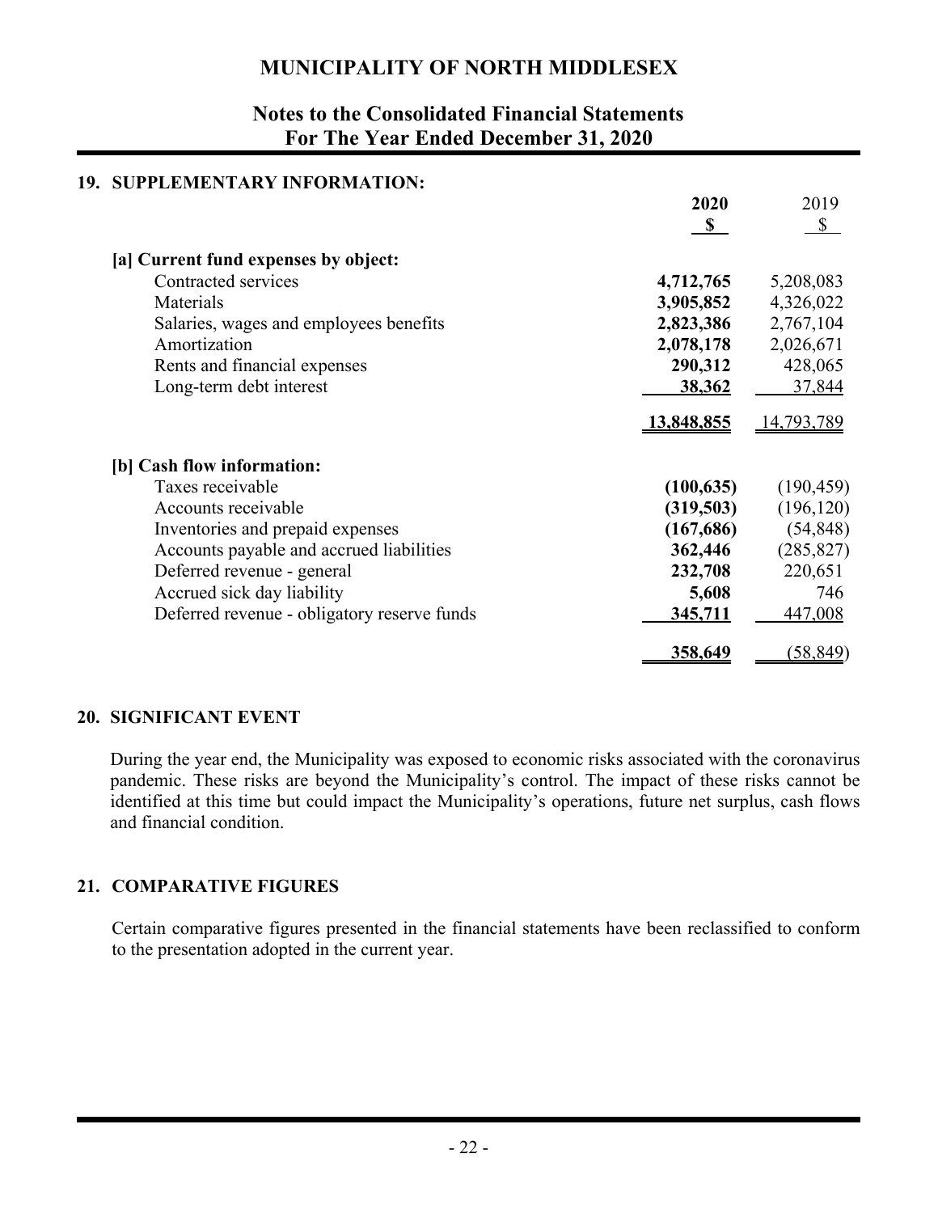## 19. SUPPLEMENTARY INFORMATION:

| | 2020<br>$ | 2019<br>$ |
|---|---|---|
| **[a] Current fund expenses by object:** | | |
| Contracted services | **4,712,765** | 5,208,083 |
| Materials | **3,905,852** | 4,326,022 |
| Salaries, wages and employees benefits | **2,823,386** | 2,767,104 |
| Amortization | **2,078,178** | 2,026,671 |
| Rents and financial expenses | **290,312** | 428,065 |
| Long-term debt interest | **38,362** | 37,844 |
| | **13,848,855** | 14,793,789 |
| **[b] Cash flow information:** | | |
| Taxes receivable | **(100,635)** | (190,459) |
| Accounts receivable | **(319,503)** | (196,120) |
| Inventories and prepaid expenses | **(167,686)** | (54,848) |
| Accounts payable and accrued liabilities | **362,446** | (285,827) |
| Deferred revenue - general | **232,708** | 220,651 |
| Accrued sick day liability | **5,608** | 746 |
| Deferred revenue - obligatory reserve funds | **345,711** | 447,008 |
| | **358,649** | (58,849) |

## 20. SIGNIFICANT EVENT

During the year end, the Municipality was exposed to economic risks associated with the coronavirus pandemic. These risks are beyond the Municipality's control. The impact of these risks cannot be identified at this time but could impact the Municipality's operations, future net surplus, cash flows and financial condition.

## 21. COMPARATIVE FIGURES

Certain comparative figures presented in the financial statements have been reclassified to conform to the presentation adopted in the current year.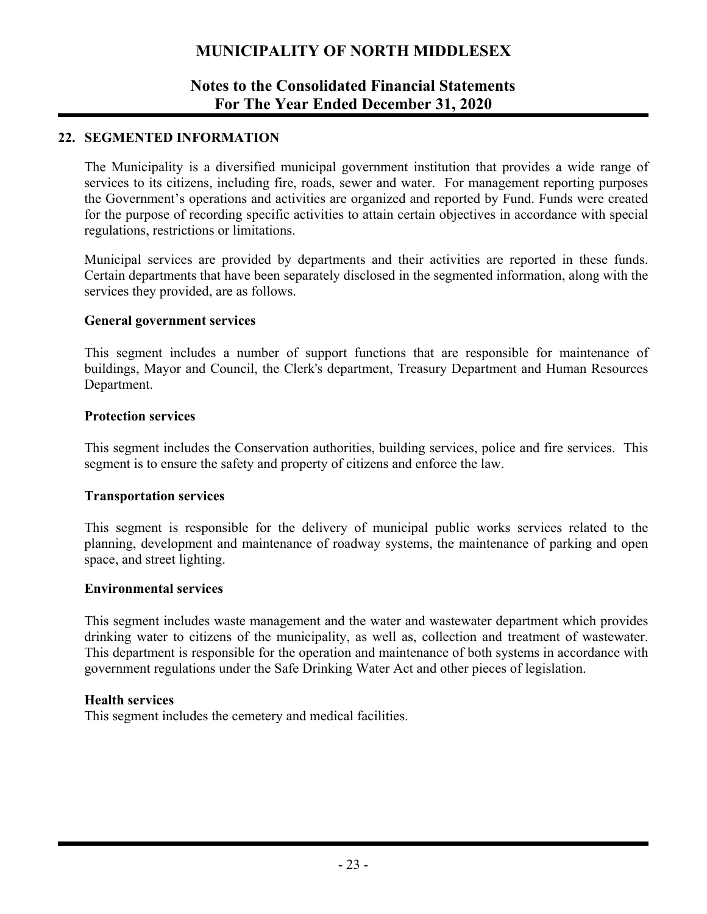## 22. SEGMENTED INFORMATION

The Municipality is a diversified municipal government institution that provides a wide range of services to its citizens, including fire, roads, sewer and water. For management reporting purposes the Government's operations and activities are organized and reported by Fund. Funds were created for the purpose of recording specific activities to attain certain objectives in accordance with special regulations, restrictions or limitations.

Municipal services are provided by departments and their activities are reported in these funds. Certain departments that have been separately disclosed in the segmented information, along with the services they provided, are as follows.

**General government services**

This segment includes a number of support functions that are responsible for maintenance of buildings, Mayor and Council, the Clerk's department, Treasury Department and Human Resources Department.

**Protection services**

This segment includes the Conservation authorities, building services, police and fire services. This segment is to ensure the safety and property of citizens and enforce the law.

**Transportation services**

This segment is responsible for the delivery of municipal public works services related to the planning, development and maintenance of roadway systems, the maintenance of parking and open space, and street lighting.

**Environmental services**

This segment includes waste management and the water and wastewater department which provides drinking water to citizens of the municipality, as well as, collection and treatment of wastewater. This department is responsible for the operation and maintenance of both systems in accordance with government regulations under the Safe Drinking Water Act and other pieces of legislation.

**Health services**

This segment includes the cemetery and medical facilities.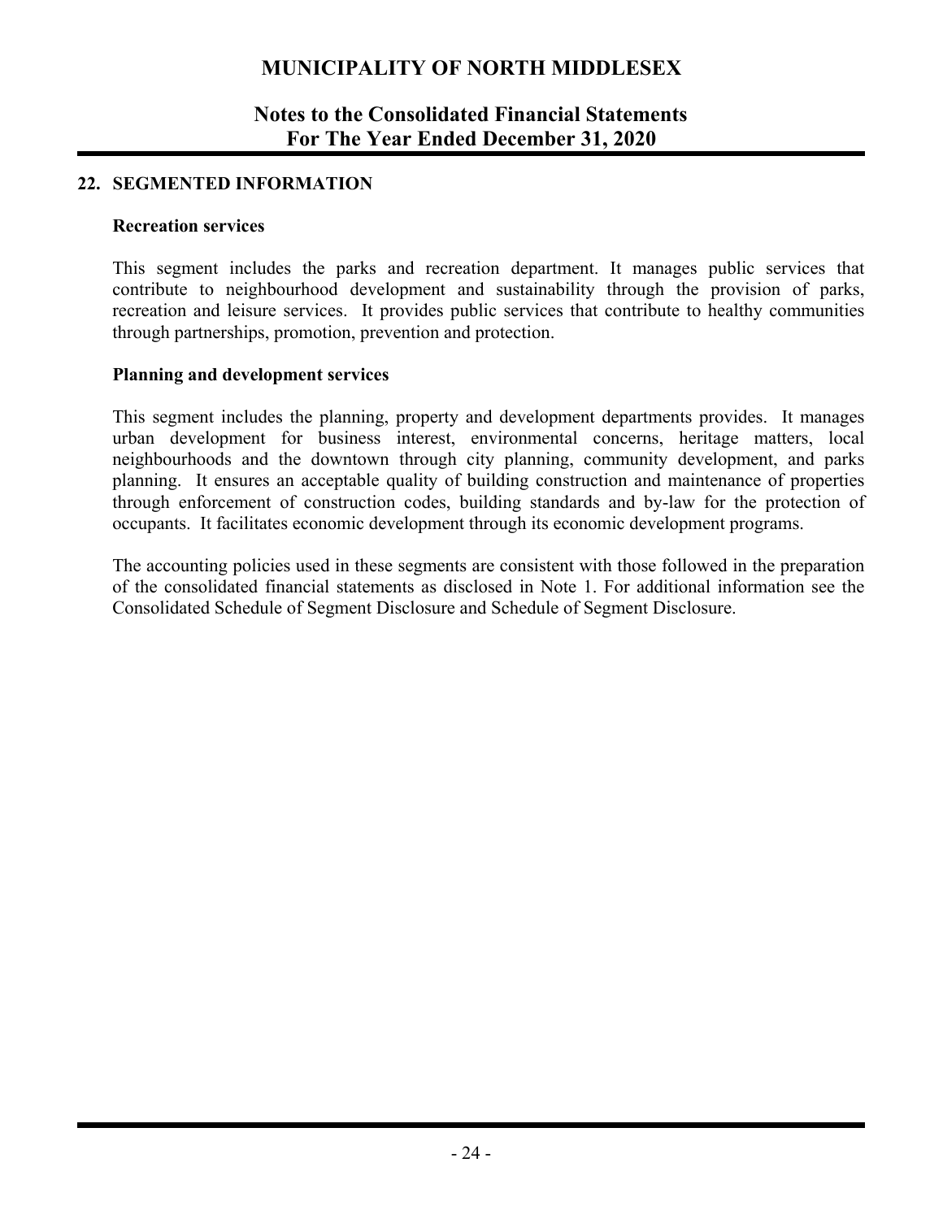## 22. SEGMENTED INFORMATION

### Recreation services

This segment includes the parks and recreation department. It manages public services that contribute to neighbourhood development and sustainability through the provision of parks, recreation and leisure services. It provides public services that contribute to healthy communities through partnerships, promotion, prevention and protection.

### Planning and development services

This segment includes the planning, property and development departments provides. It manages urban development for business interest, environmental concerns, heritage matters, local neighbourhoods and the downtown through city planning, community development, and parks planning. It ensures an acceptable quality of building construction and maintenance of properties through enforcement of construction codes, building standards and by-law for the protection of occupants. It facilitates economic development through its economic development programs.

The accounting policies used in these segments are consistent with those followed in the preparation of the consolidated financial statements as disclosed in Note 1. For additional information see the Consolidated Schedule of Segment Disclosure and Schedule of Segment Disclosure.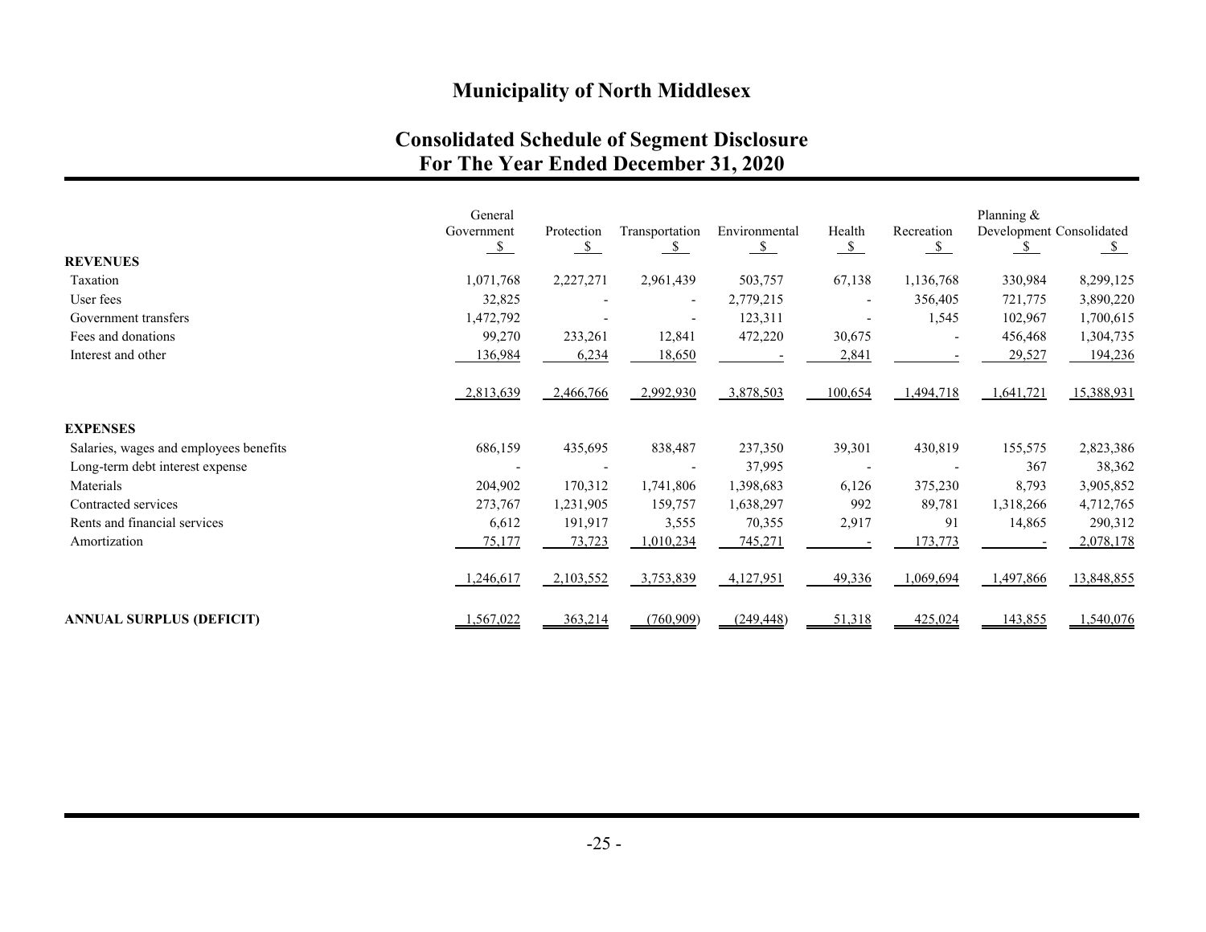# Municipality of North Middlesex

## Consolidated Schedule of Segment Disclosure
## For The Year Ended December 31, 2020

| | General Government | Protection | Transportation | Environmental | Health | Recreation | Planning & Development | Consolidated |
|---|---|---|---|---|---|---|---|---|
| | $ | $ | $ | $ | $ | $ | $ | $ |
| **REVENUES** | | | | | | | | |
| Taxation | 1,071,768 | 2,227,271 | 2,961,439 | 503,757 | 67,138 | 1,136,768 | 330,984 | 8,299,125 |
| User fees | 32,825 | - | - | 2,779,215 | - | 356,405 | 721,775 | 3,890,220 |
| Government transfers | 1,472,792 | - | - | 123,311 | - | 1,545 | 102,967 | 1,700,615 |
| Fees and donations | 99,270 | 233,261 | 12,841 | 472,220 | 30,675 | - | 456,468 | 1,304,735 |
| Interest and other | 136,984 | 6,234 | 18,650 | - | 2,841 | - | 29,527 | 194,236 |
| | 2,813,639 | 2,466,766 | 2,992,930 | 3,878,503 | 100,654 | 1,494,718 | 1,641,721 | 15,388,931 |
| **EXPENSES** | | | | | | | | |
| Salaries, wages and employees benefits | 686,159 | 435,695 | 838,487 | 237,350 | 39,301 | 430,819 | 155,575 | 2,823,386 |
| Long-term debt interest expense | - | - | - | 37,995 | - | - | 367 | 38,362 |
| Materials | 204,902 | 170,312 | 1,741,806 | 1,398,683 | 6,126 | 375,230 | 8,793 | 3,905,852 |
| Contracted services | 273,767 | 1,231,905 | 159,757 | 1,638,297 | 992 | 89,781 | 1,318,266 | 4,712,765 |
| Rents and financial services | 6,612 | 191,917 | 3,555 | 70,355 | 2,917 | 91 | 14,865 | 290,312 |
| Amortization | 75,177 | 73,723 | 1,010,234 | 745,271 | - | 173,773 | - | 2,078,178 |
| | 1,246,617 | 2,103,552 | 3,753,839 | 4,127,951 | 49,336 | 1,069,694 | 1,497,866 | 13,848,855 |
| **ANNUAL SURPLUS (DEFICIT)** | 1,567,022 | 363,214 | (760,909) | (249,448) | 51,318 | 425,024 | 143,855 | 1,540,076 |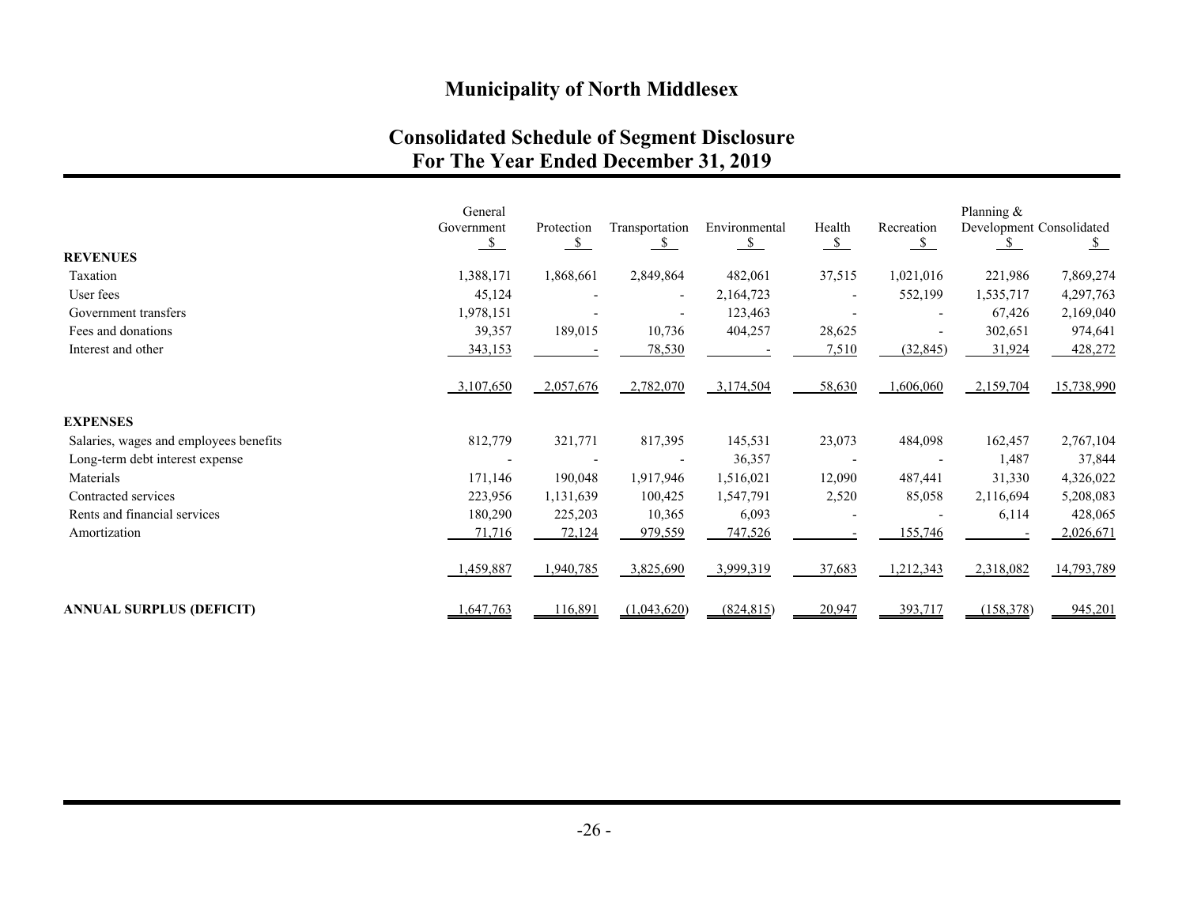# Municipality of North Middlesex

## Consolidated Schedule of Segment Disclosure
## For The Year Ended December 31, 2019

| | General Government | Protection | Transportation | Environmental | Health | Recreation | Planning & Development | Consolidated |
|---|---|---|---|---|---|---|---|---|
| | $ | $ | $ | $ | $ | $ | $ | $ |
| **REVENUES** | | | | | | | | |
| Taxation | 1,388,171 | 1,868,661 | 2,849,864 | 482,061 | 37,515 | 1,021,016 | 221,986 | 7,869,274 |
| User fees | 45,124 | - | - | 2,164,723 | - | 552,199 | 1,535,717 | 4,297,763 |
| Government transfers | 1,978,151 | - | - | 123,463 | - | - | 67,426 | 2,169,040 |
| Fees and donations | 39,357 | 189,015 | 10,736 | 404,257 | 28,625 | - | 302,651 | 974,641 |
| Interest and other | 343,153 | - | 78,530 | - | 7,510 | (32,845) | 31,924 | 428,272 |
| | 3,107,650 | 2,057,676 | 2,782,070 | 3,174,504 | 58,630 | 1,606,060 | 2,159,704 | 15,738,990 |
| **EXPENSES** | | | | | | | | |
| Salaries, wages and employees benefits | 812,779 | 321,771 | 817,395 | 145,531 | 23,073 | 484,098 | 162,457 | 2,767,104 |
| Long-term debt interest expense | - | - | - | 36,357 | - | - | 1,487 | 37,844 |
| Materials | 171,146 | 190,048 | 1,917,946 | 1,516,021 | 12,090 | 487,441 | 31,330 | 4,326,022 |
| Contracted services | 223,956 | 1,131,639 | 100,425 | 1,547,791 | 2,520 | 85,058 | 2,116,694 | 5,208,083 |
| Rents and financial services | 180,290 | 225,203 | 10,365 | 6,093 | - | - | 6,114 | 428,065 |
| Amortization | 71,716 | 72,124 | 979,559 | 747,526 | - | 155,746 | - | 2,026,671 |
| | 1,459,887 | 1,940,785 | 3,825,690 | 3,999,319 | 37,683 | 1,212,343 | 2,318,082 | 14,793,789 |
| **ANNUAL SURPLUS (DEFICIT)** | 1,647,763 | 116,891 | (1,043,620) | (824,815) | 20,947 | 393,717 | (158,378) | 945,201 |